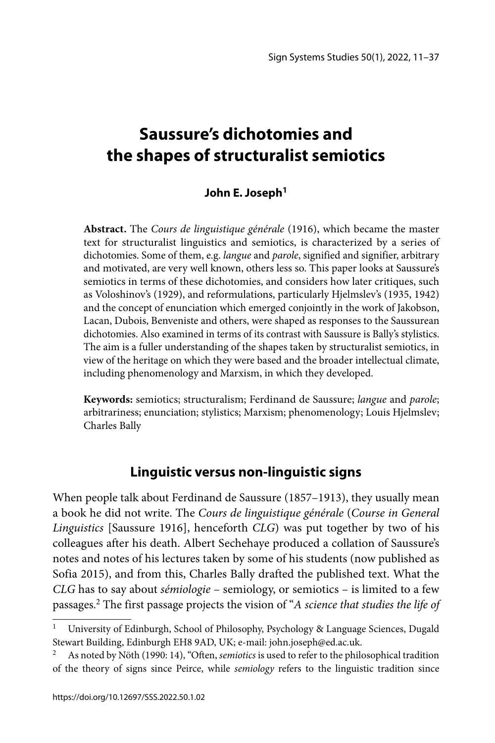# Saussure's dichotomies and the shapes of structuralist semiotics

**John E. Joseph**[1]

**Abstract.** The *Cours de linguistique générale* (1916), which became the master text for structuralist linguistics and semiotics, is characterized by a series of dichotomies. Some of them, e.g. *langue* and *parole*, signified and signifier, arbitrary and motivated, are very well known, others less so. This paper looks at Saussure's semiotics in terms of these dichotomies, and considers how later critiques, such as Voloshinov's (1929), and reformulations, particularly Hjelmslev's (1935, 1942) and the concept of enunciation which emerged conjointly in the work of Jakobson, Lacan, Dubois, Benveniste and others, were shaped as responses to the Saussurean dichotomies. Also examined in terms of its contrast with Saussure is Bally's stylistics. The aim is a fuller understanding of the shapes taken by structuralist semiotics, in view of the heritage on which they were based and the broader intellectual climate, including phenomenology and Marxism, in which they developed.

**Keywords:** semiotics; structuralism; Ferdinand de Saussure; *langue* and *parole*; arbitrariness; enunciation; stylistics; Marxism; phenomenology; Louis Hjelmslev; Charles Bally

## Linguistic versus non-linguistic signs

When people talk about Ferdinand de Saussure (1857–1913), they usually mean a book he did not write. The *Cours de linguistique générale* (*Course in General Linguistics* [Saussure 1916], henceforth *CLG*) was put together by two of his colleagues after his death. Albert Sechehaye produced a collation of Saussure's notes and notes of his lectures taken by some of his students (now published as Sofia 2015), and from this, Charles Bally drafted the published text. What the *CLG* has to say about *sémiologie* – semiology, or semiotics – is limited to a few passages.[2] The first passage projects the vision of "*A science that studies the life of*

[1] University of Edinburgh, School of Philosophy, Psychology & Language Sciences, Dugald Stewart Building, Edinburgh EH8 9AD, UK; e-mail: john.joseph@ed.ac.uk.

[2] As noted by Nöth (1990: 14), "Often, *semiotics* is used to refer to the philosophical tradition of the theory of signs since Peirce, while *semiology* refers to the linguistic tradition since

https://doi.org/10.12697/SSS.2022.50.1.02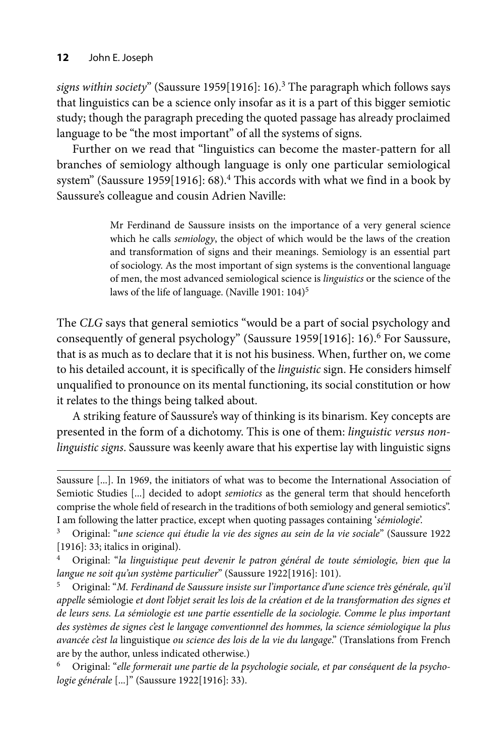*signs within society*" (Saussure 1959[1916]: 16).[3] The paragraph which follows says that linguistics can be a science only insofar as it is a part of this bigger semiotic study; though the paragraph preceding the quoted passage has already proclaimed language to be "the most important" of all the systems of signs.

Further on we read that "linguistics can become the master-pattern for all branches of semiology although language is only one particular semiological system" (Saussure 1959[1916]: 68).[4] This accords with what we find in a book by Saussure's colleague and cousin Adrien Naville:

> Mr Ferdinand de Saussure insists on the importance of a very general science which he calls *semiology*, the object of which would be the laws of the creation and transformation of signs and their meanings. Semiology is an essential part of sociology. As the most important of sign systems is the conventional language of men, the most advanced semiological science is *linguistics* or the science of the laws of the life of language. (Naville 1901: 104)[5]

The *CLG* says that general semiotics "would be a part of social psychology and consequently of general psychology" (Saussure 1959[1916]: 16).[6] For Saussure, that is as much as to declare that it is not his business. When, further on, we come to his detailed account, it is specifically of the *linguistic* sign. He considers himself unqualified to pronounce on its mental functioning, its social constitution or how it relates to the things being talked about.

A striking feature of Saussure's way of thinking is its binarism. Key concepts are presented in the form of a dichotomy. This is one of them: *linguistic versus non-linguistic signs*. Saussure was keenly aware that his expertise lay with linguistic signs

---

Saussure [...]. In 1969, the initiators of what was to become the International Association of Semiotic Studies [...] decided to adopt *semiotics* as the general term that should henceforth comprise the whole field of research in the traditions of both semiology and general semiotics". I am following the latter practice, except when quoting passages containing '*sémiologie*'.

3 Original: "*une science qui étudie la vie des signes au sein de la vie sociale*" (Saussure 1922 [1916]: 33; italics in original).

4 Original: "*la linguistique peut devenir le patron général de toute sémiologie, bien que la langue ne soit qu'un système particulier*" (Saussure 1922[1916]: 101).

5 Original: "*M. Ferdinand de Saussure insiste sur l'importance d'une science très générale, qu'il appelle* sémiologie *et dont l'objet serait les lois de la création et de la transformation des signes et de leurs sens. La sémiologie est une partie essentielle de la sociologie. Comme le plus important des systèmes de signes c'est le langage conventionnel des hommes, la science sémiologique la plus avancée c'est la* linguistique *ou science des lois de la vie du langage*." (Translations from French are by the author, unless indicated otherwise.)

6 Original: "*elle formerait une partie de la psychologie sociale, et par conséquent de la psychologie générale* [...]" (Saussure 1922[1916]: 33).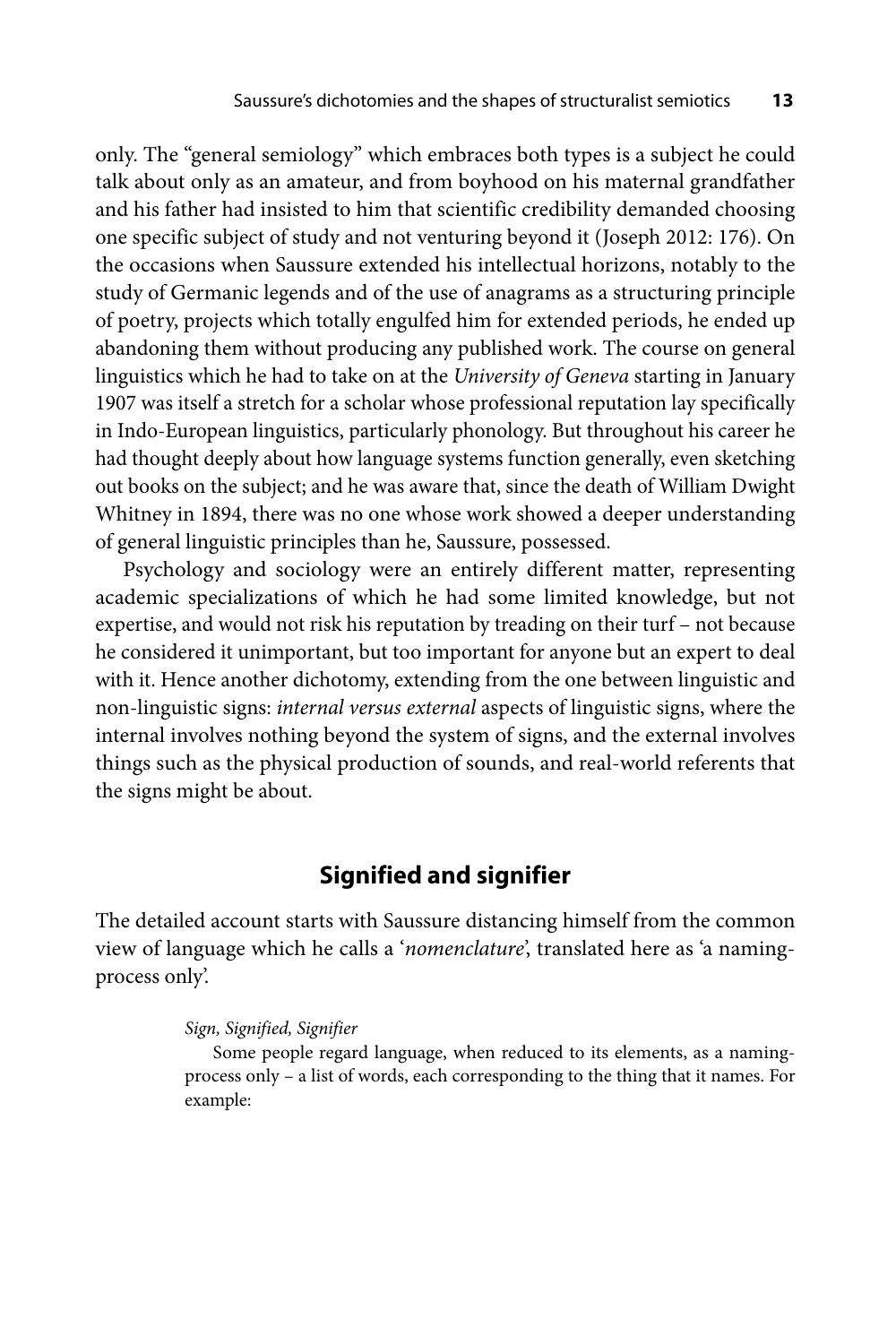only. The "general semiology" which embraces both types is a subject he could talk about only as an amateur, and from boyhood on his maternal grandfather and his father had insisted to him that scientific credibility demanded choosing one specific subject of study and not venturing beyond it (Joseph 2012: 176). On the occasions when Saussure extended his intellectual horizons, notably to the study of Germanic legends and of the use of anagrams as a structuring principle of poetry, projects which totally engulfed him for extended periods, he ended up abandoning them without producing any published work. The course on general linguistics which he had to take on at the *University of Geneva* starting in January 1907 was itself a stretch for a scholar whose professional reputation lay specifically in Indo-European linguistics, particularly phonology. But throughout his career he had thought deeply about how language systems function generally, even sketching out books on the subject; and he was aware that, since the death of William Dwight Whitney in 1894, there was no one whose work showed a deeper understanding of general linguistic principles than he, Saussure, possessed.

Psychology and sociology were an entirely different matter, representing academic specializations of which he had some limited knowledge, but not expertise, and would not risk his reputation by treading on their turf – not because he considered it unimportant, but too important for anyone but an expert to deal with it. Hence another dichotomy, extending from the one between linguistic and non-linguistic signs: *internal versus external* aspects of linguistic signs, where the internal involves nothing beyond the system of signs, and the external involves things such as the physical production of sounds, and real-world referents that the signs might be about.

## Signified and signifier

The detailed account starts with Saussure distancing himself from the common view of language which he calls a '*nomenclature*', translated here as 'a naming-process only'.

> *Sign, Signified, Signifier*
>
> Some people regard language, when reduced to its elements, as a naming-process only – a list of words, each corresponding to the thing that it names. For example: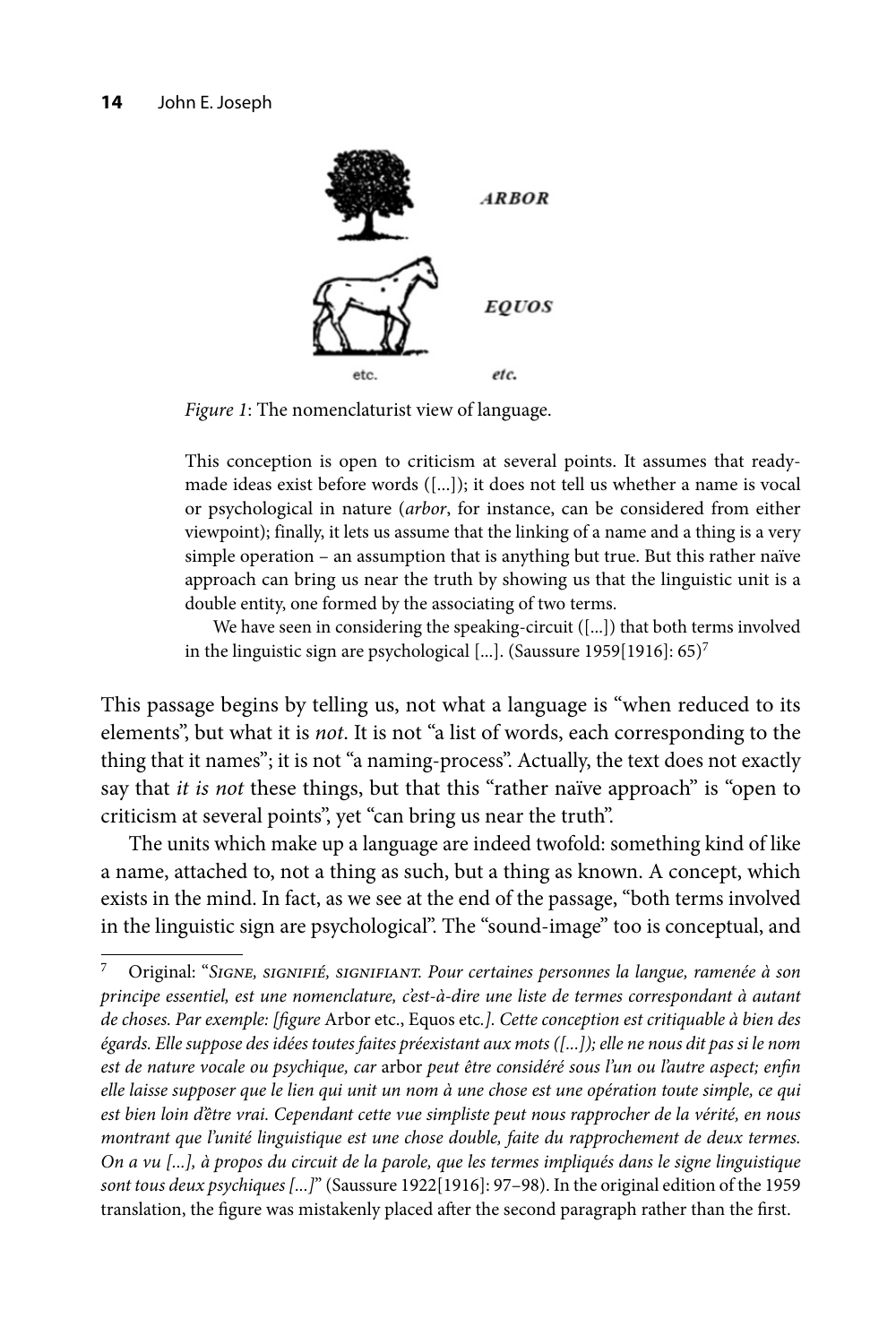ARBOR

EQUOS

etc. etc.

*Figure 1*: The nomenclaturist view of language.

> This conception is open to criticism at several points. It assumes that ready-made ideas exist before words ([...]); it does not tell us whether a name is vocal or psychological in nature (*arbor*, for instance, can be considered from either viewpoint); finally, it lets us assume that the linking of a name and a thing is a very simple operation – an assumption that is anything but true. But this rather naïve approach can bring us near the truth by showing us that the linguistic unit is a double entity, one formed by the associating of two terms.
>
> We have seen in considering the speaking-circuit ([...]) that both terms involved in the linguistic sign are psychological [...]. (Saussure 1959[1916]: 65)[7]

This passage begins by telling us, not what a language is "when reduced to its elements", but what it is *not*. It is not "a list of words, each corresponding to the thing that it names"; it is not "a naming-process". Actually, the text does not exactly say that *it is not* these things, but that this "rather naïve approach" is "open to criticism at several points", yet "can bring us near the truth".

The units which make up a language are indeed twofold: something kind of like a name, attached to, not a thing as such, but a thing as known. A concept, which exists in the mind. In fact, as we see at the end of the passage, "both terms involved in the linguistic sign are psychological". The "sound-image" too is conceptual, and

---

[7] Original: "*Signe, signifié, signifiant. Pour certaines personnes la langue, ramenée à son principe essentiel, est une nomenclature, c'est-à-dire une liste de termes correspondant à autant de choses. Par exemple: [figure* Arbor etc., Equos etc.*]. Cette conception est critiquable à bien des égards. Elle suppose des idées toutes faites préexistant aux mots ([...]); elle ne nous dit pas si le nom est de nature vocale ou psychique, car* arbor *peut être considéré sous l'un ou l'autre aspect; enfin elle laisse supposer que le lien qui unit un nom à une chose est une opération toute simple, ce qui est bien loin d'être vrai. Cependant cette vue simpliste peut nous rapprocher de la vérité, en nous montrant que l'unité linguistique est une chose double, faite du rapprochement de deux termes. On a vu [...], à propos du circuit de la parole, que les termes impliqués dans le signe linguistique sont tous deux psychiques [...]*" (Saussure 1922[1916]: 97–98). In the original edition of the 1959 translation, the figure was mistakenly placed after the second paragraph rather than the first.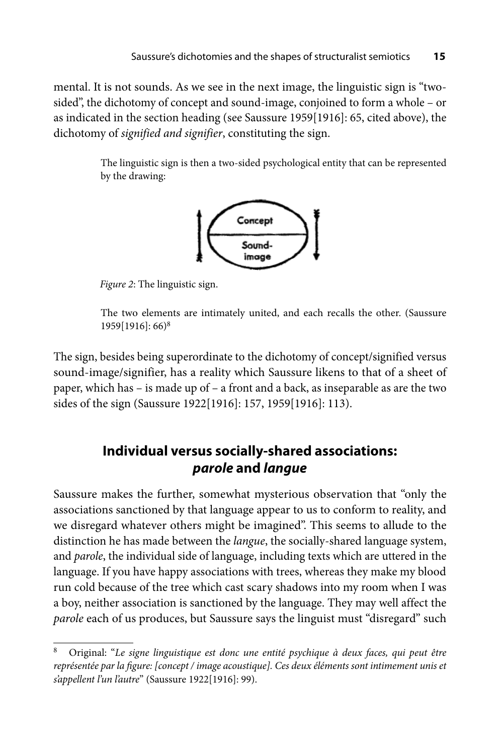mental. It is not sounds. As we see in the next image, the linguistic sign is "two-sided", the dichotomy of concept and sound-image, conjoined to form a whole – or as indicated in the section heading (see Saussure 1959[1916]: 65, cited above), the dichotomy of *signified and signifier*, constituting the sign.

> The linguistic sign is then a two-sided psychological entity that can be represented by the drawing:

*Figure 2*: The linguistic sign.

> The two elements are intimately united, and each recalls the other. (Saussure 1959[1916]: 66)[8]

The sign, besides being superordinate to the dichotomy of concept/signified versus sound-image/signifier, has a reality which Saussure likens to that of a sheet of paper, which has – is made up of – a front and a back, as inseparable as are the two sides of the sign (Saussure 1922[1916]: 157, 1959[1916]: 113).

## Individual versus socially-shared associations: *parole* and *langue*

Saussure makes the further, somewhat mysterious observation that "only the associations sanctioned by that language appear to us to conform to reality, and we disregard whatever others might be imagined". This seems to allude to the distinction he has made between the *langue*, the socially-shared language system, and *parole*, the individual side of language, including texts which are uttered in the language. If you have happy associations with trees, whereas they make my blood run cold because of the tree which cast scary shadows into my room when I was a boy, neither association is sanctioned by the language. They may well affect the *parole* each of us produces, but Saussure says the linguist must "disregard" such

---

[8] Original: "*Le signe linguistique est donc une entité psychique à deux faces, qui peut être représentée par la figure: [concept / image acoustique]. Ces deux éléments sont intimement unis et s'appellent l'un l'autre*" (Saussure 1922[1916]: 99).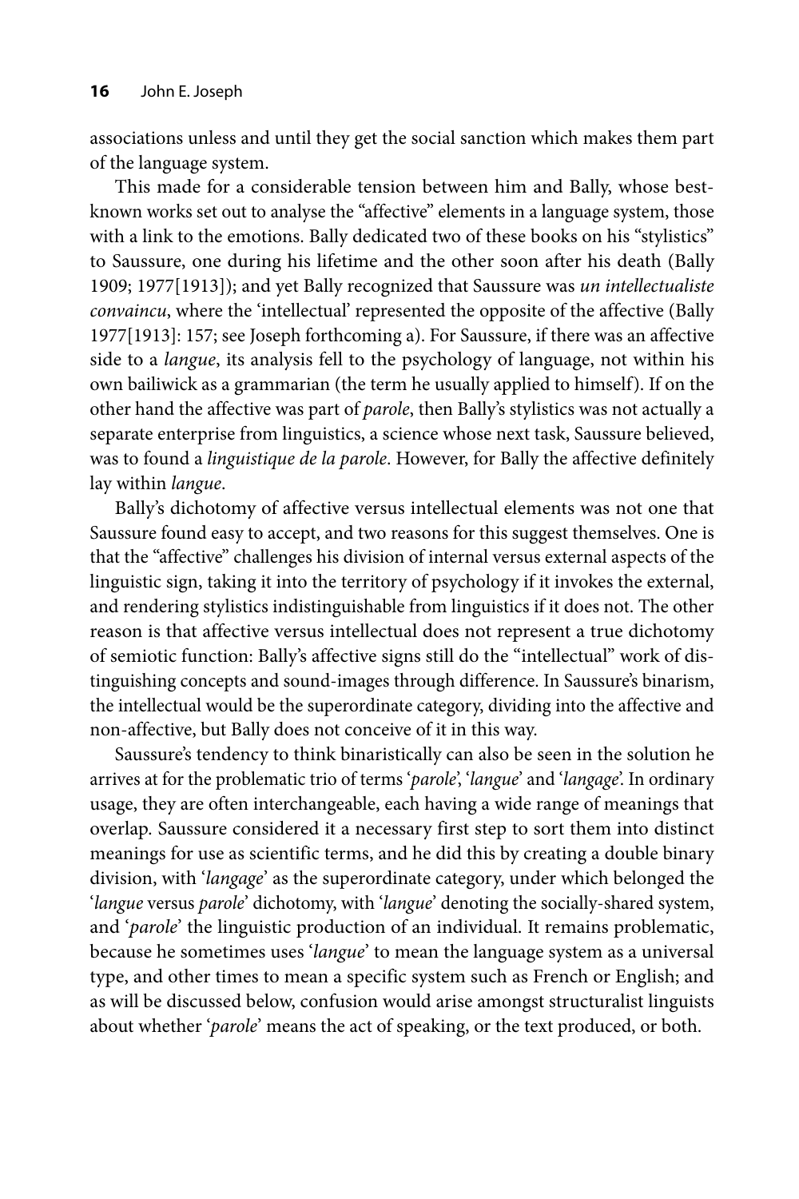associations unless and until they get the social sanction which makes them part of the language system.

This made for a considerable tension between him and Bally, whose best-known works set out to analyse the "affective" elements in a language system, those with a link to the emotions. Bally dedicated two of these books on his "stylistics" to Saussure, one during his lifetime and the other soon after his death (Bally 1909; 1977[1913]); and yet Bally recognized that Saussure was *un intellectualiste convaincu*, where the 'intellectual' represented the opposite of the affective (Bally 1977[1913]: 157; see Joseph forthcoming a). For Saussure, if there was an affective side to a *langue*, its analysis fell to the psychology of language, not within his own bailiwick as a grammarian (the term he usually applied to himself). If on the other hand the affective was part of *parole*, then Bally's stylistics was not actually a separate enterprise from linguistics, a science whose next task, Saussure believed, was to found a *linguistique de la parole*. However, for Bally the affective definitely lay within *langue*.

Bally's dichotomy of affective versus intellectual elements was not one that Saussure found easy to accept, and two reasons for this suggest themselves. One is that the "affective" challenges his division of internal versus external aspects of the linguistic sign, taking it into the territory of psychology if it invokes the external, and rendering stylistics indistinguishable from linguistics if it does not. The other reason is that affective versus intellectual does not represent a true dichotomy of semiotic function: Bally's affective signs still do the "intellectual" work of distinguishing concepts and sound-images through difference. In Saussure's binarism, the intellectual would be the superordinate category, dividing into the affective and non-affective, but Bally does not conceive of it in this way.

Saussure's tendency to think binaristically can also be seen in the solution he arrives at for the problematic trio of terms '*parole*', '*langue*' and '*langage*'. In ordinary usage, they are often interchangeable, each having a wide range of meanings that overlap. Saussure considered it a necessary first step to sort them into distinct meanings for use as scientific terms, and he did this by creating a double binary division, with '*langage*' as the superordinate category, under which belonged the '*langue* versus *parole*' dichotomy, with '*langue*' denoting the socially-shared system, and '*parole*' the linguistic production of an individual. It remains problematic, because he sometimes uses '*langue*' to mean the language system as a universal type, and other times to mean a specific system such as French or English; and as will be discussed below, confusion would arise amongst structuralist linguists about whether '*parole*' means the act of speaking, or the text produced, or both.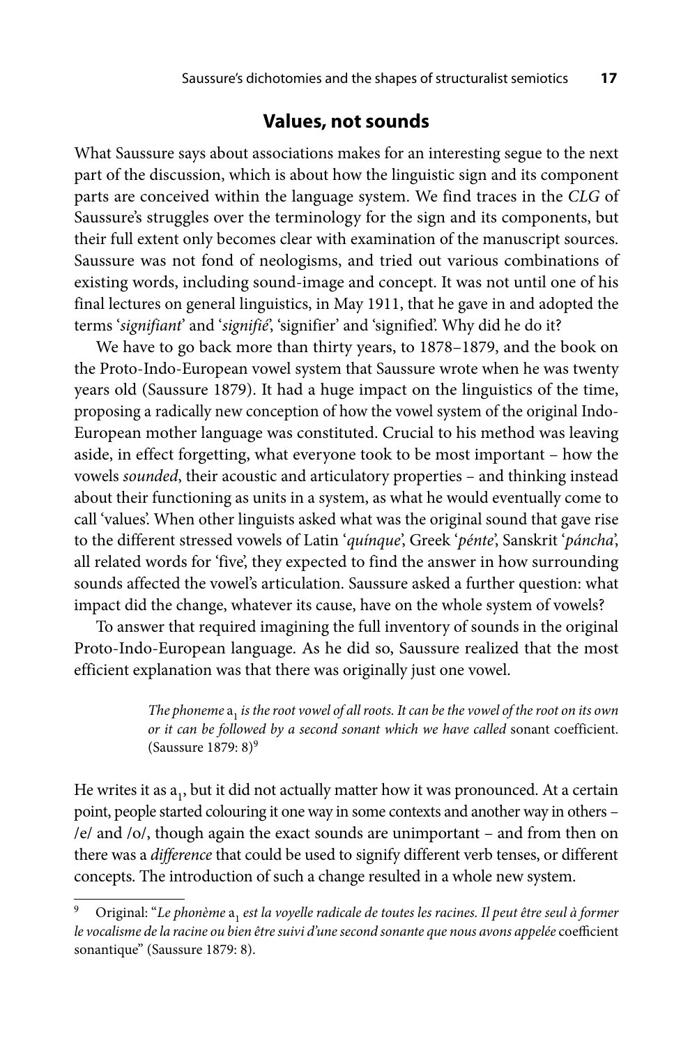## Values, not sounds

What Saussure says about associations makes for an interesting segue to the next part of the discussion, which is about how the linguistic sign and its component parts are conceived within the language system. We find traces in the *CLG* of Saussure's struggles over the terminology for the sign and its components, but their full extent only becomes clear with examination of the manuscript sources. Saussure was not fond of neologisms, and tried out various combinations of existing words, including sound-image and concept. It was not until one of his final lectures on general linguistics, in May 1911, that he gave in and adopted the terms '*signifiant*' and '*signifié*', 'signifier' and 'signified'. Why did he do it?

We have to go back more than thirty years, to 1878–1879, and the book on the Proto-Indo-European vowel system that Saussure wrote when he was twenty years old (Saussure 1879). It had a huge impact on the linguistics of the time, proposing a radically new conception of how the vowel system of the original Indo-European mother language was constituted. Crucial to his method was leaving aside, in effect forgetting, what everyone took to be most important – how the vowels *sounded*, their acoustic and articulatory properties – and thinking instead about their functioning as units in a system, as what he would eventually come to call 'values'. When other linguists asked what was the original sound that gave rise to the different stressed vowels of Latin '*quínque*', Greek '*pénte*', Sanskrit '*páncha*', all related words for 'five', they expected to find the answer in how surrounding sounds affected the vowel's articulation. Saussure asked a further question: what impact did the change, whatever its cause, have on the whole system of vowels?

To answer that required imagining the full inventory of sounds in the original Proto-Indo-European language. As he did so, Saussure realized that the most efficient explanation was that there was originally just one vowel.

> *The phoneme* $a_1$ *is the root vowel of all roots. It can be the vowel of the root on its own or it can be followed by a second sonant which we have called* sonant coefficient. (Saussure 1879: 8)[9]

He writes it as $a_1$, but it did not actually matter how it was pronounced. At a certain point, people started colouring it one way in some contexts and another way in others – /e/ and /o/, though again the exact sounds are unimportant – and from then on there was a *difference* that could be used to signify different verb tenses, or different concepts. The introduction of such a change resulted in a whole new system.

---

[9] Original: "*Le phonème* $a_1$ *est la voyelle radicale de toutes les racines. Il peut être seul à former le vocalisme de la racine ou bien être suivi d'une second sonante que nous avons appelée* coefficient sonantique" (Saussure 1879: 8).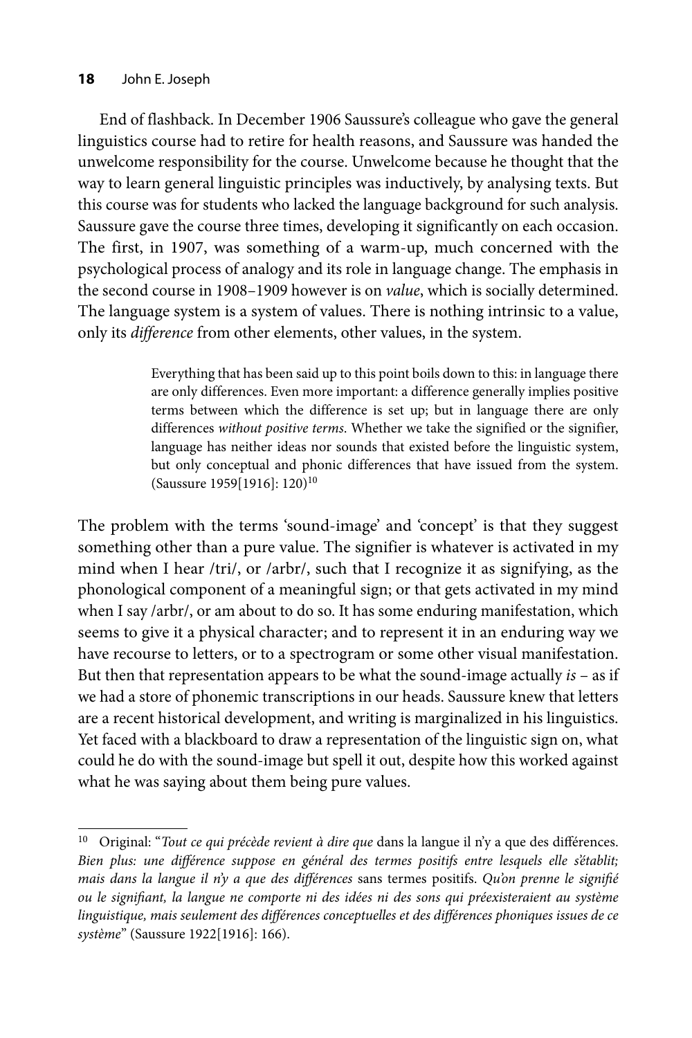End of flashback. In December 1906 Saussure's colleague who gave the general linguistics course had to retire for health reasons, and Saussure was handed the unwelcome responsibility for the course. Unwelcome because he thought that the way to learn general linguistic principles was inductively, by analysing texts. But this course was for students who lacked the language background for such analysis. Saussure gave the course three times, developing it significantly on each occasion. The first, in 1907, was something of a warm-up, much concerned with the psychological process of analogy and its role in language change. The emphasis in the second course in 1908–1909 however is on *value*, which is socially determined. The language system is a system of values. There is nothing intrinsic to a value, only its *difference* from other elements, other values, in the system.

> Everything that has been said up to this point boils down to this: in language there are only differences. Even more important: a difference generally implies positive terms between which the difference is set up; but in language there are only differences *without positive terms*. Whether we take the signified or the signifier, language has neither ideas nor sounds that existed before the linguistic system, but only conceptual and phonic differences that have issued from the system. (Saussure 1959[1916]: 120)[10]

The problem with the terms 'sound-image' and 'concept' is that they suggest something other than a pure value. The signifier is whatever is activated in my mind when I hear /tri/, or /arbr/, such that I recognize it as signifying, as the phonological component of a meaningful sign; or that gets activated in my mind when I say /arbr/, or am about to do so. It has some enduring manifestation, which seems to give it a physical character; and to represent it in an enduring way we have recourse to letters, or to a spectrogram or some other visual manifestation. But then that representation appears to be what the sound-image actually *is* – as if we had a store of phonemic transcriptions in our heads. Saussure knew that letters are a recent historical development, and writing is marginalized in his linguistics. Yet faced with a blackboard to draw a representation of the linguistic sign on, what could he do with the sound-image but spell it out, despite how this worked against what he was saying about them being pure values.

---

[10] Original: "*Tout ce qui précède revient à dire que* dans la langue il n'y a que des différences. *Bien plus: une différence suppose en général des termes positifs entre lesquels elle s'établit; mais dans la langue il n'y a que des différences* sans termes positifs. *Qu'on prenne le signifié ou le signifiant, la langue ne comporte ni des idées ni des sons qui préexisteraient au système linguistique, mais seulement des différences conceptuelles et des différences phoniques issues de ce système*" (Saussure 1922[1916]: 166).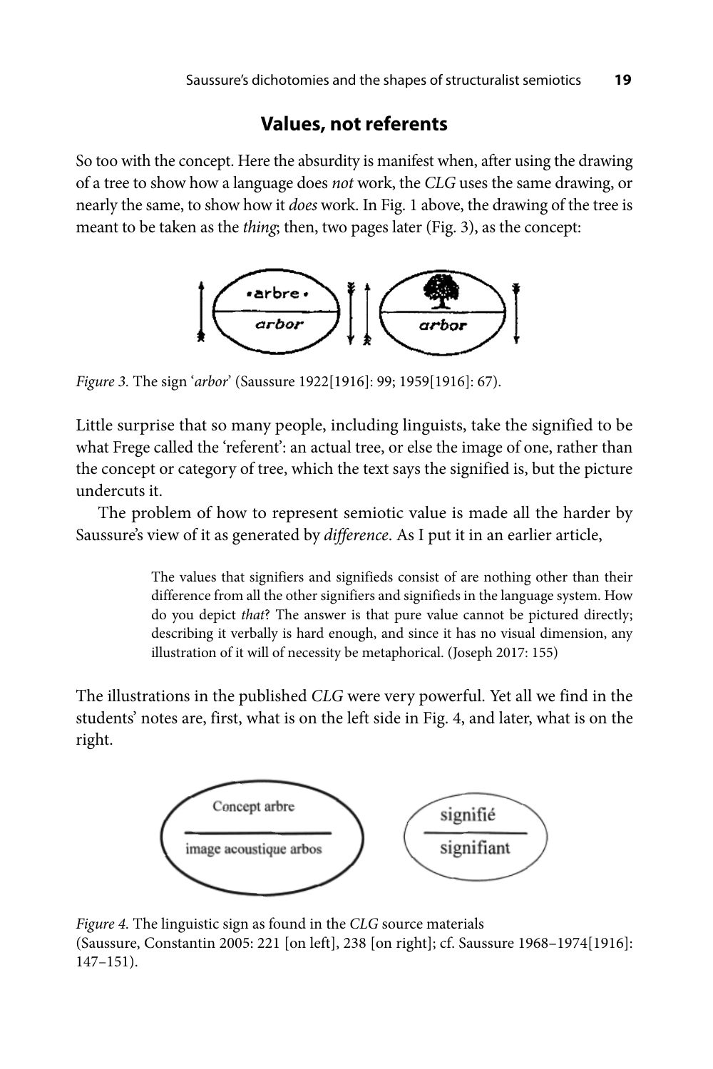## Values, not referents

So too with the concept. Here the absurdity is manifest when, after using the drawing of a tree to show how a language does *not* work, the *CLG* uses the same drawing, or nearly the same, to show how it *does* work. In Fig. 1 above, the drawing of the tree is meant to be taken as the *thing*; then, two pages later (Fig. 3), as the concept:

*Figure 3.* The sign '*arbor*' (Saussure 1922[1916]: 99; 1959[1916]: 67).

Little surprise that so many people, including linguists, take the signified to be what Frege called the 'referent': an actual tree, or else the image of one, rather than the concept or category of tree, which the text says the signified is, but the picture undercuts it.

The problem of how to represent semiotic value is made all the harder by Saussure's view of it as generated by *difference*. As I put it in an earlier article,

> The values that signifiers and signifieds consist of are nothing other than their difference from all the other signifiers and signifieds in the language system. How do you depict *that*? The answer is that pure value cannot be pictured directly; describing it verbally is hard enough, and since it has no visual dimension, any illustration of it will of necessity be metaphorical. (Joseph 2017: 155)

The illustrations in the published *CLG* were very powerful. Yet all we find in the students' notes are, first, what is on the left side in Fig. 4, and later, what is on the right.

*Figure 4.* The linguistic sign as found in the *CLG* source materials (Saussure, Constantin 2005: 221 [on left], 238 [on right]; cf. Saussure 1968–1974[1916]: 147–151).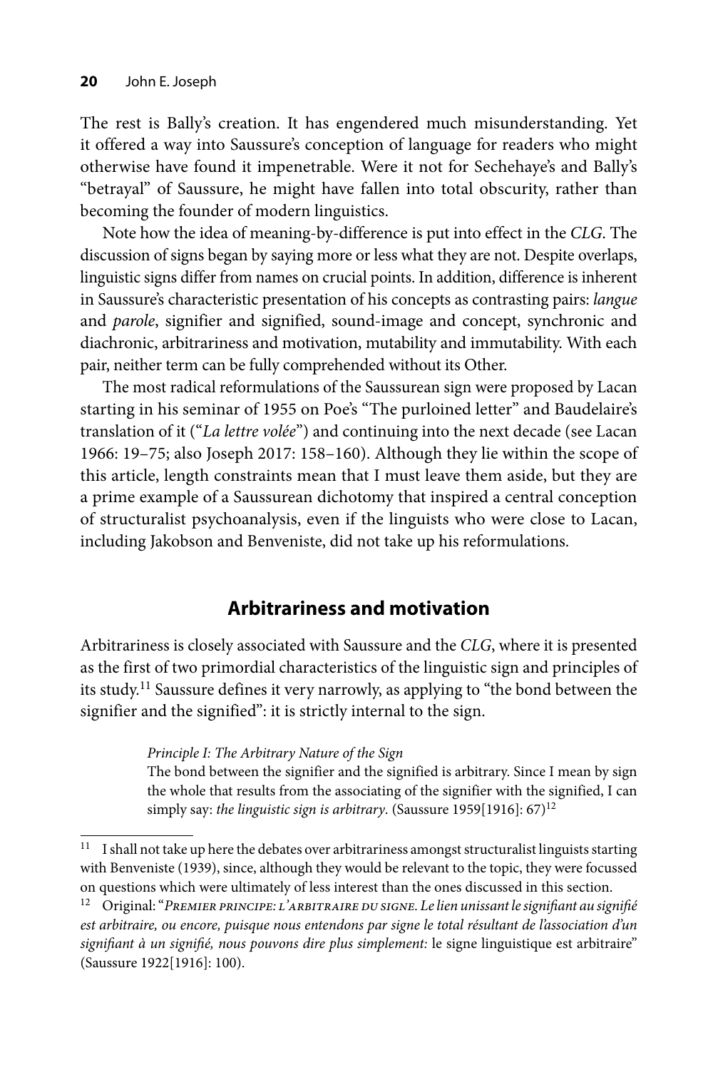The rest is Bally's creation. It has engendered much misunderstanding. Yet it offered a way into Saussure's conception of language for readers who might otherwise have found it impenetrable. Were it not for Sechehaye's and Bally's "betrayal" of Saussure, he might have fallen into total obscurity, rather than becoming the founder of modern linguistics.

Note how the idea of meaning-by-difference is put into effect in the *CLG*. The discussion of signs began by saying more or less what they are not. Despite overlaps, linguistic signs differ from names on crucial points. In addition, difference is inherent in Saussure's characteristic presentation of his concepts as contrasting pairs: *langue* and *parole*, signifier and signified, sound-image and concept, synchronic and diachronic, arbitrariness and motivation, mutability and immutability. With each pair, neither term can be fully comprehended without its Other.

The most radical reformulations of the Saussurean sign were proposed by Lacan starting in his seminar of 1955 on Poe's "The purloined letter" and Baudelaire's translation of it ("*La lettre volée*") and continuing into the next decade (see Lacan 1966: 19–75; also Joseph 2017: 158–160). Although they lie within the scope of this article, length constraints mean that I must leave them aside, but they are a prime example of a Saussurean dichotomy that inspired a central conception of structuralist psychoanalysis, even if the linguists who were close to Lacan, including Jakobson and Benveniste, did not take up his reformulations.

## Arbitrariness and motivation

Arbitrariness is closely associated with Saussure and the *CLG*, where it is presented as the first of two primordial characteristics of the linguistic sign and principles of its study.[11] Saussure defines it very narrowly, as applying to "the bond between the signifier and the signified": it is strictly internal to the sign.

> *Principle I: The Arbitrary Nature of the Sign*
> The bond between the signifier and the signified is arbitrary. Since I mean by sign the whole that results from the associating of the signifier with the signified, I can simply say: *the linguistic sign is arbitrary*. (Saussure 1959[1916]: 67)[12]

---

[11] I shall not take up here the debates over arbitrariness amongst structuralist linguists starting with Benveniste (1939), since, although they would be relevant to the topic, they were focussed on questions which were ultimately of less interest than the ones discussed in this section.

[12] Original: "*Premier principe: l'arbitraire du signe. Le lien unissant le signifiant au signifié est arbitraire, ou encore, puisque nous entendons par signe le total résultant de l'association d'un signifiant à un signifié, nous pouvons dire plus simplement:* le signe linguistique est arbitraire" (Saussure 1922[1916]: 100).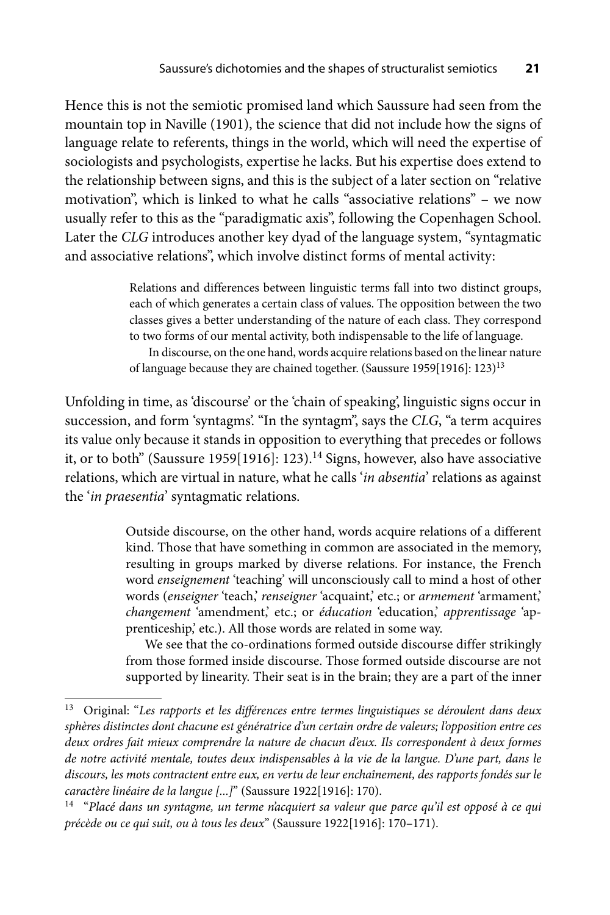Hence this is not the semiotic promised land which Saussure had seen from the mountain top in Naville (1901), the science that did not include how the signs of language relate to referents, things in the world, which will need the expertise of sociologists and psychologists, expertise he lacks. But his expertise does extend to the relationship between signs, and this is the subject of a later section on "relative motivation", which is linked to what he calls "associative relations" – we now usually refer to this as the "paradigmatic axis", following the Copenhagen School. Later the *CLG* introduces another key dyad of the language system, "syntagmatic and associative relations", which involve distinct forms of mental activity:

> Relations and differences between linguistic terms fall into two distinct groups, each of which generates a certain class of values. The opposition between the two classes gives a better understanding of the nature of each class. They correspond to two forms of our mental activity, both indispensable to the life of language.
>
> In discourse, on the one hand, words acquire relations based on the linear nature of language because they are chained together. (Saussure 1959[1916]: 123)[13]

Unfolding in time, as 'discourse' or the 'chain of speaking', linguistic signs occur in succession, and form 'syntagms'. "In the syntagm", says the *CLG*, "a term acquires its value only because it stands in opposition to everything that precedes or follows it, or to both" (Saussure 1959[1916]: 123).[14] Signs, however, also have associative relations, which are virtual in nature, what he calls '*in absentia*' relations as against the '*in praesentia*' syntagmatic relations.

> Outside discourse, on the other hand, words acquire relations of a different kind. Those that have something in common are associated in the memory, resulting in groups marked by diverse relations. For instance, the French word *enseignement* 'teaching' will unconsciously call to mind a host of other words (*enseigner* 'teach,' *renseigner* 'acquaint,' etc.; or *armement* 'armament,' *changement* 'amendment,' etc.; or *éducation* 'education,' *apprentissage* 'apprenticeship,' etc.). All those words are related in some way.
>
> We see that the co-ordinations formed outside discourse differ strikingly from those formed inside discourse. Those formed outside discourse are not supported by linearity. Their seat is in the brain; they are a part of the inner

---

[13] Original: "*Les rapports et les différences entre termes linguistiques se déroulent dans deux sphères distinctes dont chacune est génératrice d'un certain ordre de valeurs; l'opposition entre ces deux ordres fait mieux comprendre la nature de chacun d'eux. Ils correspondent à deux formes de notre activité mentale, toutes deux indispensables à la vie de la langue. D'une part, dans le discours, les mots contractent entre eux, en vertu de leur enchaînement, des rapports fondés sur le caractère linéaire de la langue [...]*" (Saussure 1922[1916]: 170).

[14] "*Placé dans un syntagme, un terme n'acquiert sa valeur que parce qu'il est opposé à ce qui précède ou ce qui suit, ou à tous les deux*" (Saussure 1922[1916]: 170–171).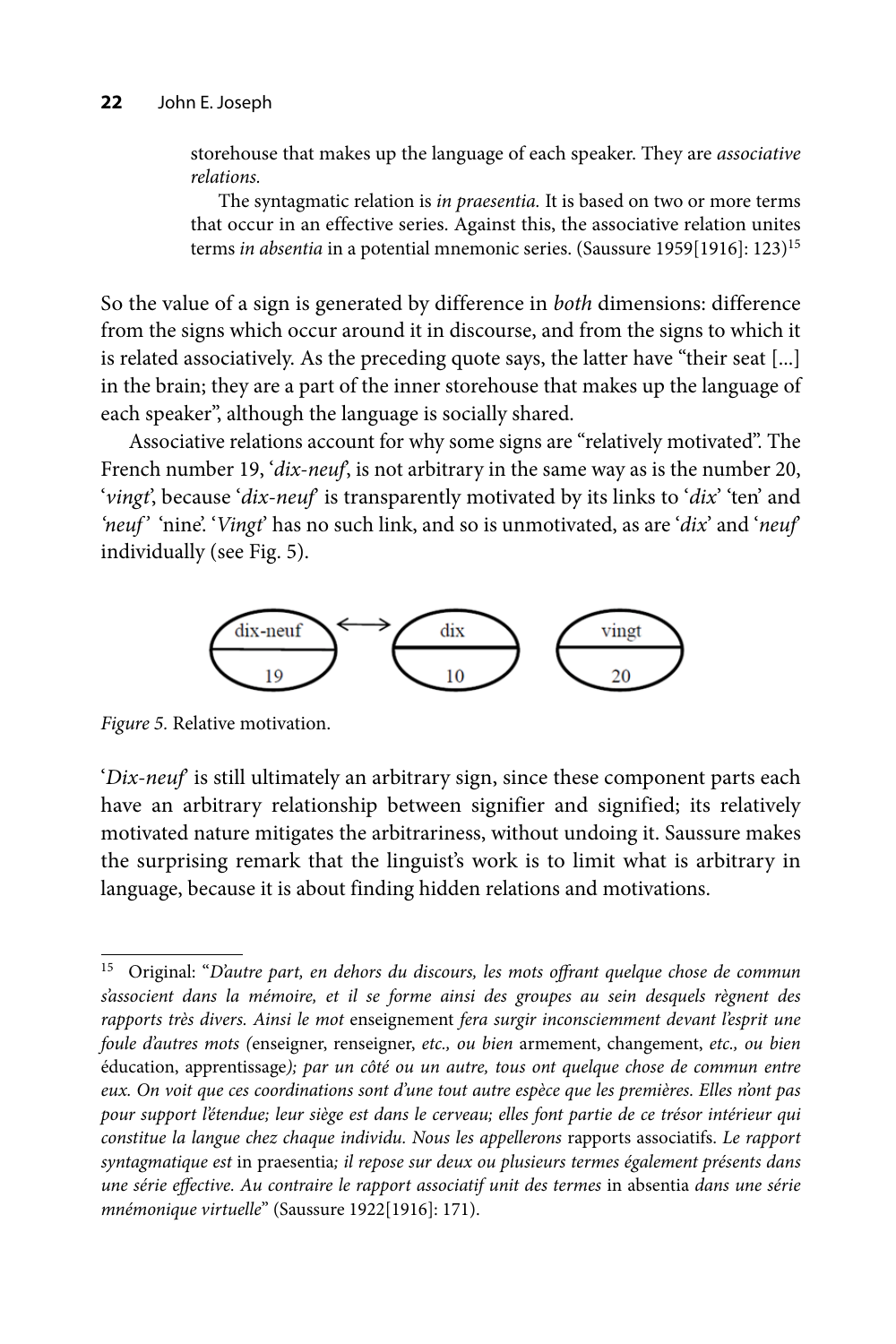> storehouse that makes up the language of each speaker. They are *associative relations.*
>
> The syntagmatic relation is *in praesentia.* It is based on two or more terms that occur in an effective series. Against this, the associative relation unites terms *in absentia* in a potential mnemonic series. (Saussure 1959[1916]: 123)[15]

So the value of a sign is generated by difference in *both* dimensions: difference from the signs which occur around it in discourse, and from the signs to which it is related associatively. As the preceding quote says, the latter have "their seat [...] in the brain; they are a part of the inner storehouse that makes up the language of each speaker", although the language is socially shared.

Associative relations account for why some signs are "relatively motivated". The French number 19, '*dix-neuf*', is not arbitrary in the same way as is the number 20, '*vingt*', because '*dix-neuf*' is transparently motivated by its links to '*dix*' 'ten' and '*neuf*' 'nine'. '*Vingt*' has no such link, and so is unmotivated, as are '*dix*' and '*neuf*' individually (see Fig. 5).

*Figure 5.* Relative motivation.

'*Dix-neuf*' is still ultimately an arbitrary sign, since these component parts each have an arbitrary relationship between signifier and signified; its relatively motivated nature mitigates the arbitrariness, without undoing it. Saussure makes the surprising remark that the linguist's work is to limit what is arbitrary in language, because it is about finding hidden relations and motivations.

---

[15] Original: "*D'autre part, en dehors du discours, les mots offrant quelque chose de commun s'associent dans la mémoire, et il se forme ainsi des groupes au sein desquels règnent des rapports très divers. Ainsi le mot* enseignement *fera surgir inconsciemment devant l'esprit une foule d'autres mots (*enseigner, renseigner, *etc., ou bien* armement, changement, *etc., ou bien* éducation, apprentissage*); par un côté ou un autre, tous ont quelque chose de commun entre eux. On voit que ces coordinations sont d'une tout autre espèce que les premières. Elles n'ont pas pour support l'étendue; leur siège est dans le cerveau; elles font partie de ce trésor intérieur qui constitue la langue chez chaque individu. Nous les appellerons* rapports associatifs. *Le rapport syntagmatique est* in praesentia*; il repose sur deux ou plusieurs termes également présents dans une série effective. Au contraire le rapport associatif unit des termes* in absentia *dans une série mnémonique virtuelle*" (Saussure 1922[1916]: 171).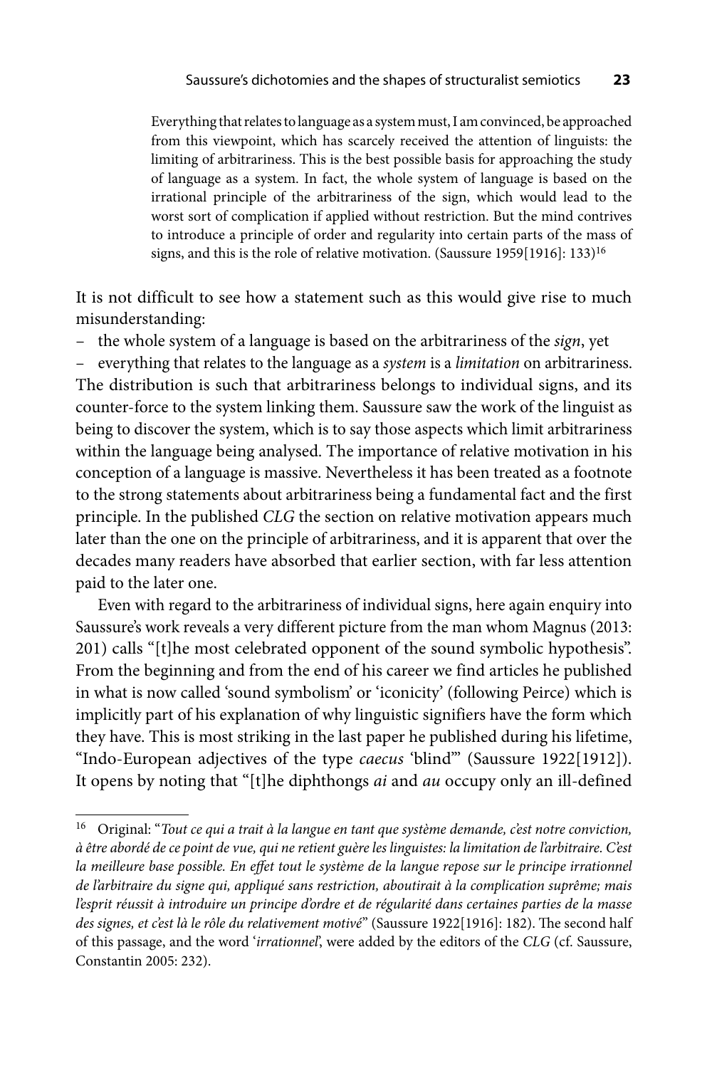> Everything that relates to language as a system must, I am convinced, be approached from this viewpoint, which has scarcely received the attention of linguists: the limiting of arbitrariness. This is the best possible basis for approaching the study of language as a system. In fact, the whole system of language is based on the irrational principle of the arbitrariness of the sign, which would lead to the worst sort of complication if applied without restriction. But the mind contrives to introduce a principle of order and regularity into certain parts of the mass of signs, and this is the role of relative motivation. (Saussure 1959[1916]: 133)[16]

It is not difficult to see how a statement such as this would give rise to much misunderstanding:

– the whole system of a language is based on the arbitrariness of the *sign*, yet

– everything that relates to the language as a *system* is a *limitation* on arbitrariness.

The distribution is such that arbitrariness belongs to individual signs, and its counter-force to the system linking them. Saussure saw the work of the linguist as being to discover the system, which is to say those aspects which limit arbitrariness within the language being analysed. The importance of relative motivation in his conception of a language is massive. Nevertheless it has been treated as a footnote to the strong statements about arbitrariness being a fundamental fact and the first principle. In the published *CLG* the section on relative motivation appears much later than the one on the principle of arbitrariness, and it is apparent that over the decades many readers have absorbed that earlier section, with far less attention paid to the later one.

Even with regard to the arbitrariness of individual signs, here again enquiry into Saussure's work reveals a very different picture from the man whom Magnus (2013: 201) calls "[t]he most celebrated opponent of the sound symbolic hypothesis". From the beginning and from the end of his career we find articles he published in what is now called 'sound symbolism' or 'iconicity' (following Peirce) which is implicitly part of his explanation of why linguistic signifiers have the form which they have. This is most striking in the last paper he published during his lifetime, "Indo-European adjectives of the type *caecus* 'blind'" (Saussure 1922[1912]). It opens by noting that "[t]he diphthongs *ai* and *au* occupy only an ill-defined

---

[16] Original: "*Tout ce qui a trait à la langue en tant que système demande, c'est notre conviction, à être abordé de ce point de vue, qui ne retient guère les linguistes: la limitation de l'arbitraire. C'est la meilleure base possible. En effet tout le système de la langue repose sur le principe irrationnel de l'arbitraire du signe qui, appliqué sans restriction, aboutirait à la complication suprême; mais l'esprit réussit à introduire un principe d'ordre et de régularité dans certaines parties de la masse des signes, et c'est là le rôle du relativement motivé*" (Saussure 1922[1916]: 182). The second half of this passage, and the word '*irrationnel*', were added by the editors of the *CLG* (cf. Saussure, Constantin 2005: 232).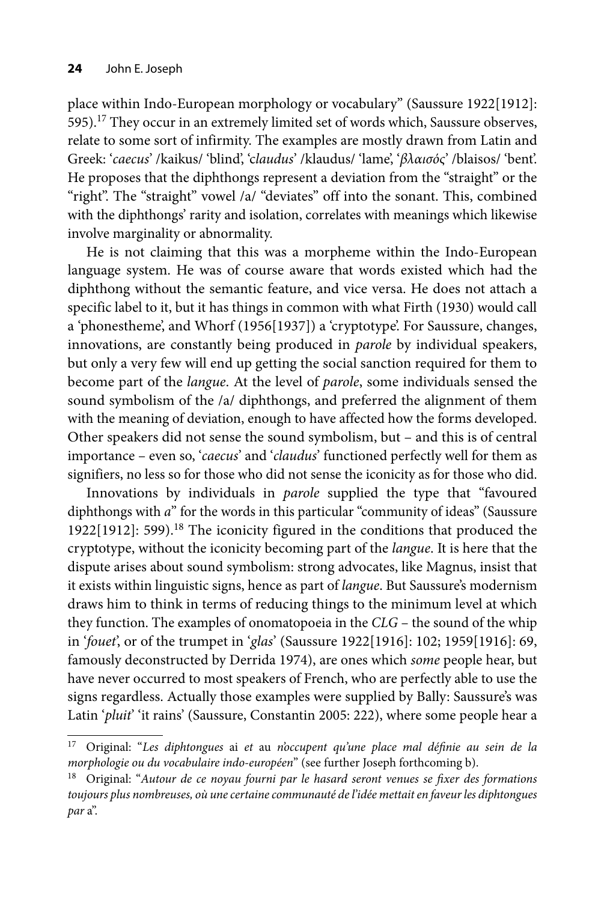place within Indo-European morphology or vocabulary" (Saussure 1922[1912]: 595).[17] They occur in an extremely limited set of words which, Saussure observes, relate to some sort of infirmity. The examples are mostly drawn from Latin and Greek: '*caecus*' /kaikus/ 'blind', '*claudus*' /klaudus/ 'lame', '*βλαισός*' /blaisos/ 'bent'. He proposes that the diphthongs represent a deviation from the "straight" or the "right". The "straight" vowel /a/ "deviates" off into the sonant. This, combined with the diphthongs' rarity and isolation, correlates with meanings which likewise involve marginality or abnormality.

He is not claiming that this was a morpheme within the Indo-European language system. He was of course aware that words existed which had the diphthong without the semantic feature, and vice versa. He does not attach a specific label to it, but it has things in common with what Firth (1930) would call a 'phonestheme', and Whorf (1956[1937]) a 'cryptotype'. For Saussure, changes, innovations, are constantly being produced in *parole* by individual speakers, but only a very few will end up getting the social sanction required for them to become part of the *langue*. At the level of *parole*, some individuals sensed the sound symbolism of the /a/ diphthongs, and preferred the alignment of them with the meaning of deviation, enough to have affected how the forms developed. Other speakers did not sense the sound symbolism, but – and this is of central importance – even so, '*caecus*' and '*claudus*' functioned perfectly well for them as signifiers, no less so for those who did not sense the iconicity as for those who did.

Innovations by individuals in *parole* supplied the type that "favoured diphthongs with *a*" for the words in this particular "community of ideas" (Saussure 1922[1912]: 599).[18] The iconicity figured in the conditions that produced the cryptotype, without the iconicity becoming part of the *langue*. It is here that the dispute arises about sound symbolism: strong advocates, like Magnus, insist that it exists within linguistic signs, hence as part of *langue*. But Saussure's modernism draws him to think in terms of reducing things to the minimum level at which they function. The examples of onomatopoeia in the *CLG* – the sound of the whip in '*fouet*', or of the trumpet in '*glas*' (Saussure 1922[1916]: 102; 1959[1916]: 69, famously deconstructed by Derrida 1974), are ones which *some* people hear, but have never occurred to most speakers of French, who are perfectly able to use the signs regardless. Actually those examples were supplied by Bally: Saussure's was Latin '*pluit*' 'it rains' (Saussure, Constantin 2005: 222), where some people hear a

---

[17] Original: "*Les diphtongues* ai *et* au *n'occupent qu'une place mal définie au sein de la morphologie ou du vocabulaire indo-européen*" (see further Joseph forthcoming b).

[18] Original: "*Autour de ce noyau fourni par le hasard seront venues se fixer des formations toujours plus nombreuses, où une certaine communauté de l'idée mettait en faveur les diphtongues par* a".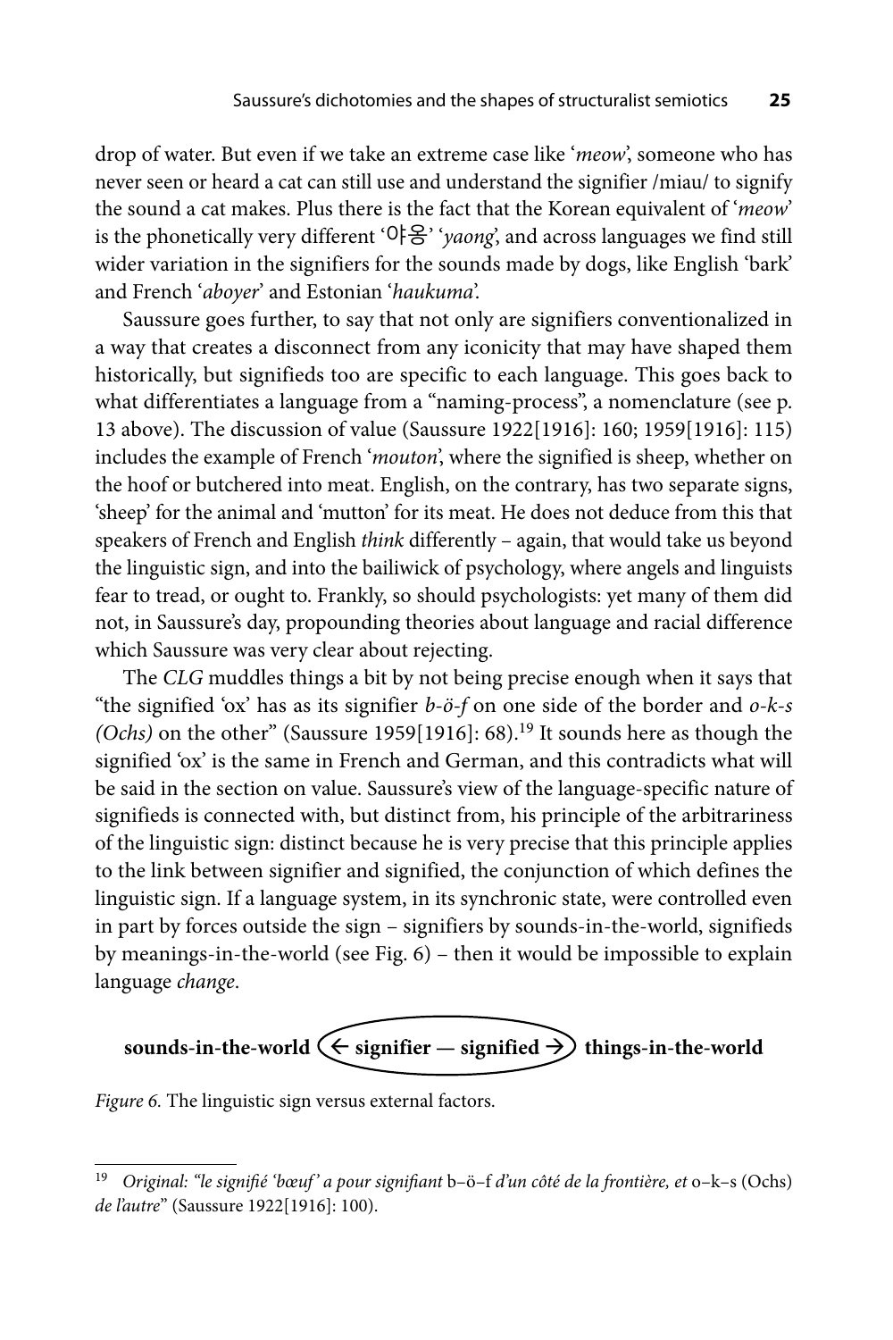drop of water. But even if we take an extreme case like '*meow*', someone who has never seen or heard a cat can still use and understand the signifier /miau/ to signify the sound a cat makes. Plus there is the fact that the Korean equivalent of '*meow*' is the phonetically very different '야옹' '*yaong*', and across languages we find still wider variation in the signifiers for the sounds made by dogs, like English 'bark' and French '*aboyer*' and Estonian '*haukuma*'.

Saussure goes further, to say that not only are signifiers conventionalized in a way that creates a disconnect from any iconicity that may have shaped them historically, but signifieds too are specific to each language. This goes back to what differentiates a language from a "naming-process", a nomenclature (see p. 13 above). The discussion of value (Saussure 1922[1916]: 160; 1959[1916]: 115) includes the example of French '*mouton*', where the signified is sheep, whether on the hoof or butchered into meat. English, on the contrary, has two separate signs, 'sheep' for the animal and 'mutton' for its meat. He does not deduce from this that speakers of French and English *think* differently – again, that would take us beyond the linguistic sign, and into the bailiwick of psychology, where angels and linguists fear to tread, or ought to. Frankly, so should psychologists: yet many of them did not, in Saussure's day, propounding theories about language and racial difference which Saussure was very clear about rejecting.

The *CLG* muddles things a bit by not being precise enough when it says that "the signified 'ox' has as its signifier *b-ö-f* on one side of the border and *o-k-s (Ochs)* on the other" (Saussure 1959[1916]: 68).[19] It sounds here as though the signified 'ox' is the same in French and German, and this contradicts what will be said in the section on value. Saussure's view of the language-specific nature of signifieds is connected with, but distinct from, his principle of the arbitrariness of the linguistic sign: distinct because he is very precise that this principle applies to the link between signifier and signified, the conjunction of which defines the linguistic sign. If a language system, in its synchronic state, were controlled even in part by forces outside the sign – signifiers by sounds-in-the-world, signifieds by meanings-in-the-world (see Fig. 6) – then it would be impossible to explain language *change*.

**sounds-in-the-world (← signifier — signified →) things-in-the-world**

*Figure 6.* The linguistic sign versus external factors.

---

[19] *Original: "le signifié 'bœuf' a pour signifiant* b–ö–f *d'un côté de la frontière, et* o–k–s (Ochs) *de l'autre*" (Saussure 1922[1916]: 100).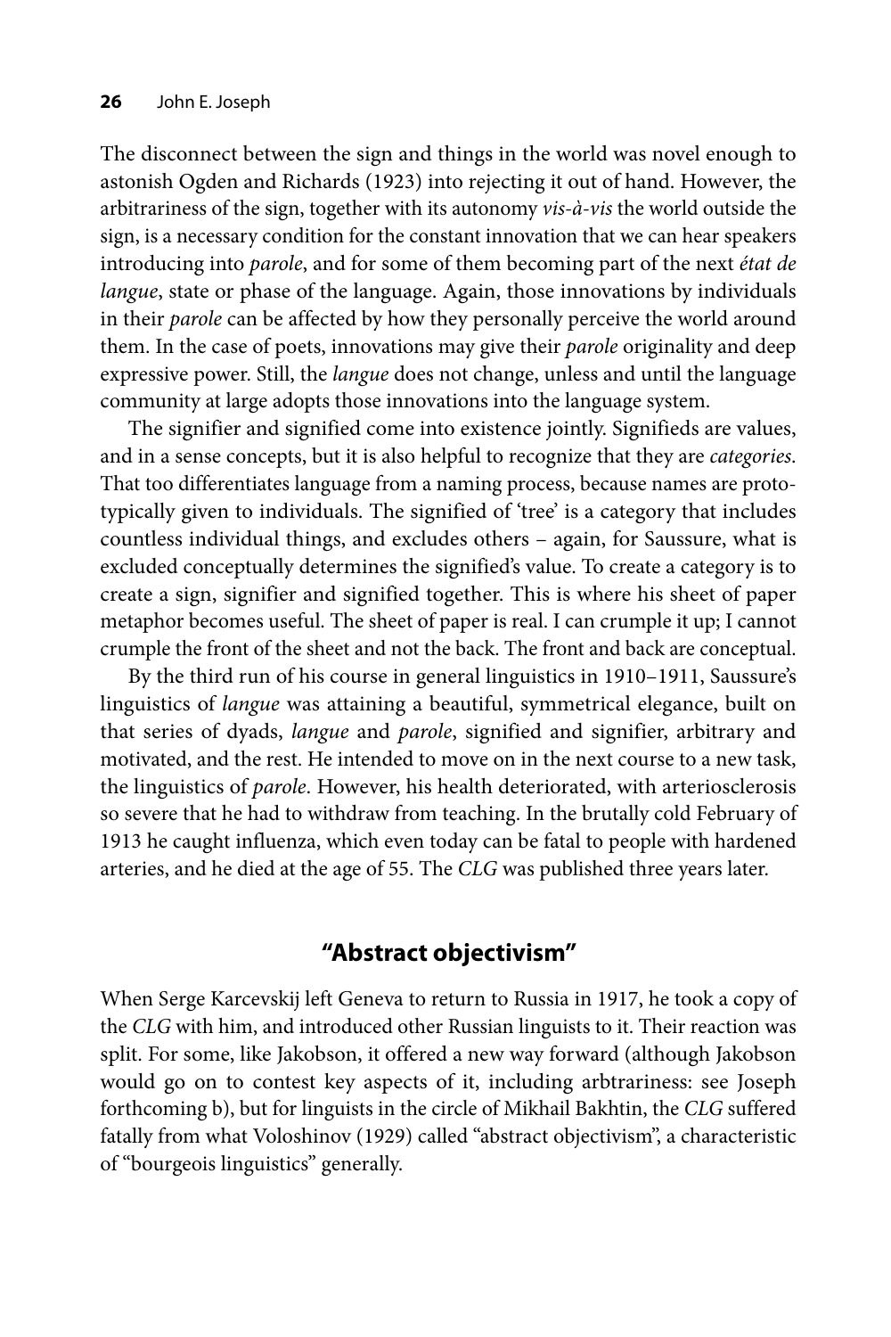The disconnect between the sign and things in the world was novel enough to astonish Ogden and Richards (1923) into rejecting it out of hand. However, the arbitrariness of the sign, together with its autonomy *vis-à-vis* the world outside the sign, is a necessary condition for the constant innovation that we can hear speakers introducing into *parole*, and for some of them becoming part of the next *état de langue*, state or phase of the language. Again, those innovations by individuals in their *parole* can be affected by how they personally perceive the world around them. In the case of poets, innovations may give their *parole* originality and deep expressive power. Still, the *langue* does not change, unless and until the language community at large adopts those innovations into the language system.

The signifier and signified come into existence jointly. Signifieds are values, and in a sense concepts, but it is also helpful to recognize that they are *categories*. That too differentiates language from a naming process, because names are prototypically given to individuals. The signified of 'tree' is a category that includes countless individual things, and excludes others – again, for Saussure, what is excluded conceptually determines the signified's value. To create a category is to create a sign, signifier and signified together. This is where his sheet of paper metaphor becomes useful. The sheet of paper is real. I can crumple it up; I cannot crumple the front of the sheet and not the back. The front and back are conceptual.

By the third run of his course in general linguistics in 1910–1911, Saussure's linguistics of *langue* was attaining a beautiful, symmetrical elegance, built on that series of dyads, *langue* and *parole*, signified and signifier, arbitrary and motivated, and the rest. He intended to move on in the next course to a new task, the linguistics of *parole*. However, his health deteriorated, with arteriosclerosis so severe that he had to withdraw from teaching. In the brutally cold February of 1913 he caught influenza, which even today can be fatal to people with hardened arteries, and he died at the age of 55. The *CLG* was published three years later.

## "Abstract objectivism"

When Serge Karcevskij left Geneva to return to Russia in 1917, he took a copy of the *CLG* with him, and introduced other Russian linguists to it. Their reaction was split. For some, like Jakobson, it offered a new way forward (although Jakobson would go on to contest key aspects of it, including arbtrariness: see Joseph forthcoming b), but for linguists in the circle of Mikhail Bakhtin, the *CLG* suffered fatally from what Voloshinov (1929) called "abstract objectivism", a characteristic of "bourgeois linguistics" generally.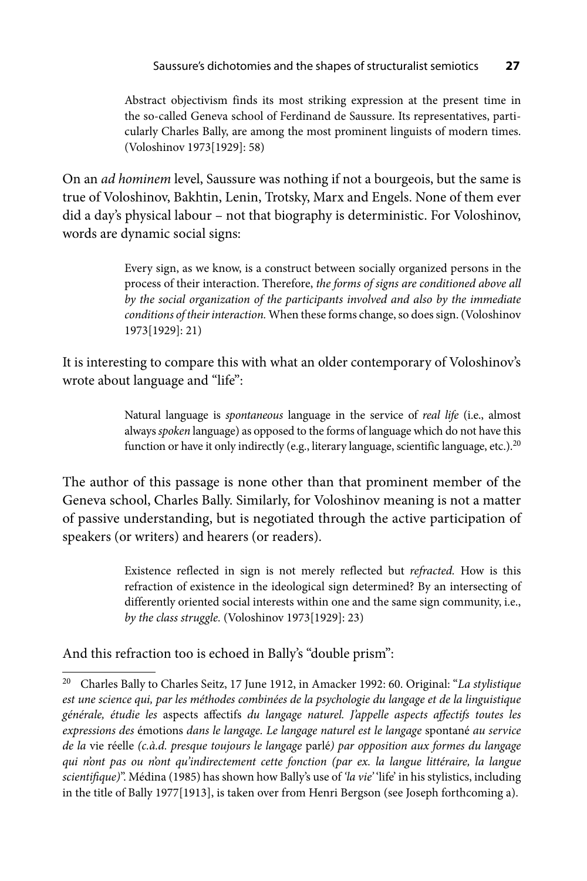> Abstract objectivism finds its most striking expression at the present time in the so-called Geneva school of Ferdinand de Saussure. Its representatives, particularly Charles Bally, are among the most prominent linguists of modern times. (Voloshinov 1973[1929]: 58)

On an *ad hominem* level, Saussure was nothing if not a bourgeois, but the same is true of Voloshinov, Bakhtin, Lenin, Trotsky, Marx and Engels. None of them ever did a day's physical labour – not that biography is deterministic. For Voloshinov, words are dynamic social signs:

> Every sign, as we know, is a construct between socially organized persons in the process of their interaction. Therefore, *the forms of signs are conditioned above all by the social organization of the participants involved and also by the immediate conditions of their interaction.* When these forms change, so does sign. (Voloshinov 1973[1929]: 21)

It is interesting to compare this with what an older contemporary of Voloshinov's wrote about language and "life":

> Natural language is *spontaneous* language in the service of *real life* (i.e., almost always *spoken* language) as opposed to the forms of language which do not have this function or have it only indirectly (e.g., literary language, scientific language, etc.).[20]

The author of this passage is none other than that prominent member of the Geneva school, Charles Bally. Similarly, for Voloshinov meaning is not a matter of passive understanding, but is negotiated through the active participation of speakers (or writers) and hearers (or readers).

> Existence reflected in sign is not merely reflected but *refracted.* How is this refraction of existence in the ideological sign determined? By an intersecting of differently oriented social interests within one and the same sign community, i.e., *by the class struggle.* (Voloshinov 1973[1929]: 23)

And this refraction too is echoed in Bally's "double prism":

---

[20] Charles Bally to Charles Seitz, 17 June 1912, in Amacker 1992: 60. Original: "*La stylistique est une science qui, par les méthodes combinées de la psychologie du langage et de la linguistique générale, étudie les* aspects affectifs *du langage naturel. J'appelle aspects affectifs toutes les expressions des* émotions *dans le langage. Le langage naturel est le langage* spontané *au service de la* vie réelle *(c.à.d. presque toujours le langage* parlé*) par opposition aux formes du langage qui n'ont pas ou n'ont qu'indirectement cette fonction (par ex. la langue littéraire, la langue scientifique)*". Médina (1985) has shown how Bally's use of *'la vie'* 'life' in his stylistics, including in the title of Bally 1977[1913], is taken over from Henri Bergson (see Joseph forthcoming a).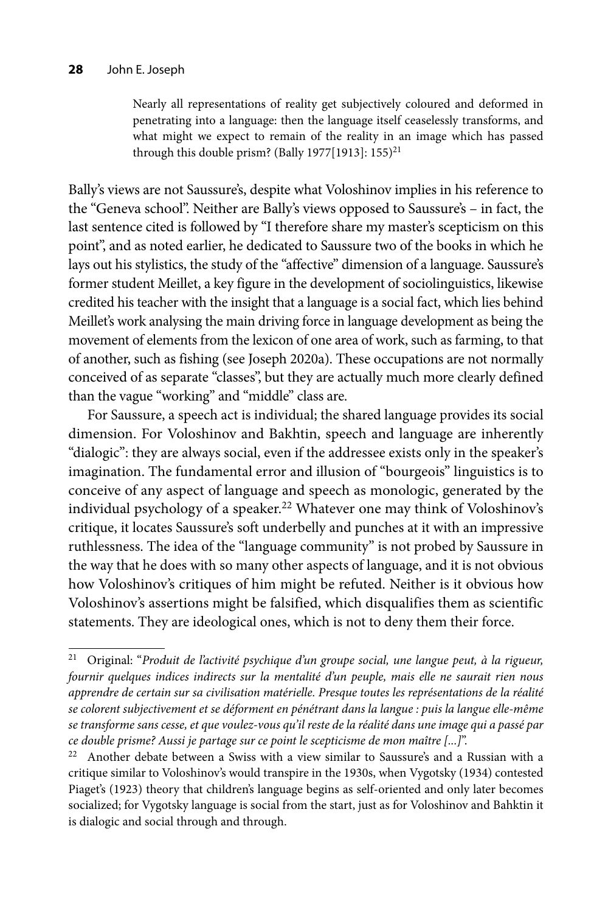> Nearly all representations of reality get subjectively coloured and deformed in penetrating into a language: then the language itself ceaselessly transforms, and what might we expect to remain of the reality in an image which has passed through this double prism? (Bally 1977[1913]: 155)[21]

Bally's views are not Saussure's, despite what Voloshinov implies in his reference to the "Geneva school". Neither are Bally's views opposed to Saussure's – in fact, the last sentence cited is followed by "I therefore share my master's scepticism on this point", and as noted earlier, he dedicated to Saussure two of the books in which he lays out his stylistics, the study of the "affective" dimension of a language. Saussure's former student Meillet, a key figure in the development of sociolinguistics, likewise credited his teacher with the insight that a language is a social fact, which lies behind Meillet's work analysing the main driving force in language development as being the movement of elements from the lexicon of one area of work, such as farming, to that of another, such as fishing (see Joseph 2020a). These occupations are not normally conceived of as separate "classes", but they are actually much more clearly defined than the vague "working" and "middle" class are.

For Saussure, a speech act is individual; the shared language provides its social dimension. For Voloshinov and Bakhtin, speech and language are inherently "dialogic": they are always social, even if the addressee exists only in the speaker's imagination. The fundamental error and illusion of "bourgeois" linguistics is to conceive of any aspect of language and speech as monologic, generated by the individual psychology of a speaker.[22] Whatever one may think of Voloshinov's critique, it locates Saussure's soft underbelly and punches at it with an impressive ruthlessness. The idea of the "language community" is not probed by Saussure in the way that he does with so many other aspects of language, and it is not obvious how Voloshinov's critiques of him might be refuted. Neither is it obvious how Voloshinov's assertions might be falsified, which disqualifies them as scientific statements. They are ideological ones, which is not to deny them their force.

---

[21] Original: "*Produit de l'activité psychique d'un groupe social, une langue peut, à la rigueur, fournir quelques indices indirects sur la mentalité d'un peuple, mais elle ne saurait rien nous apprendre de certain sur sa civilisation matérielle. Presque toutes les représentations de la réalité se colorent subjectivement et se déforment en pénétrant dans la langue : puis la langue elle-même se transforme sans cesse, et que voulez-vous qu'il reste de la réalité dans une image qui a passé par ce double prisme? Aussi je partage sur ce point le scepticisme de mon maître [...]*".

[22] Another debate between a Swiss with a view similar to Saussure's and a Russian with a critique similar to Voloshinov's would transpire in the 1930s, when Vygotsky (1934) contested Piaget's (1923) theory that children's language begins as self-oriented and only later becomes socialized; for Vygotsky language is social from the start, just as for Voloshinov and Bahktin it is dialogic and social through and through.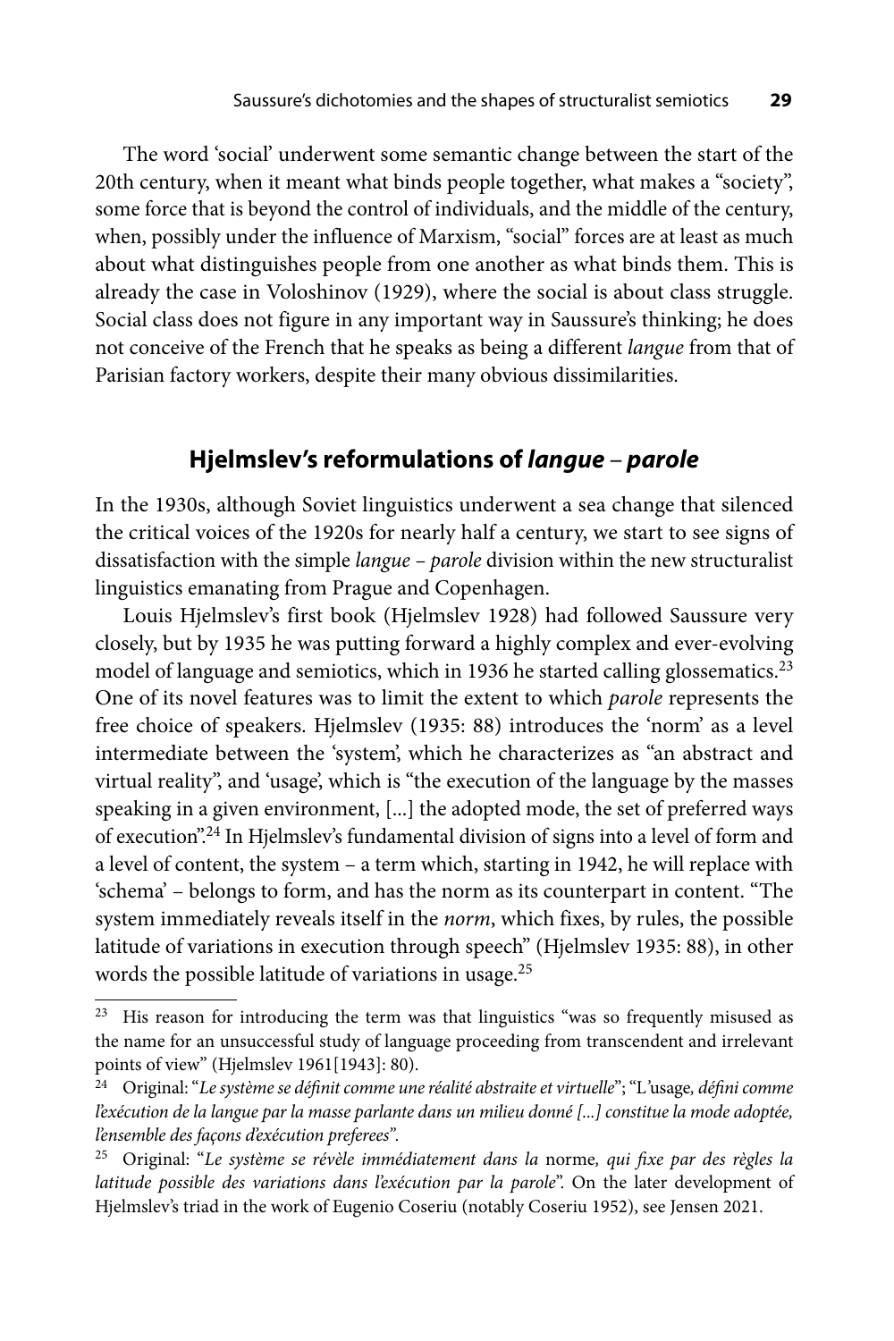The word 'social' underwent some semantic change between the start of the 20th century, when it meant what binds people together, what makes a "society", some force that is beyond the control of individuals, and the middle of the century, when, possibly under the influence of Marxism, "social" forces are at least as much about what distinguishes people from one another as what binds them. This is already the case in Voloshinov (1929), where the social is about class struggle. Social class does not figure in any important way in Saussure's thinking; he does not conceive of the French that he speaks as being a different *langue* from that of Parisian factory workers, despite their many obvious dissimilarities.

## Hjelmslev's reformulations of *langue* – *parole*

In the 1930s, although Soviet linguistics underwent a sea change that silenced the critical voices of the 1920s for nearly half a century, we start to see signs of dissatisfaction with the simple *langue* – *parole* division within the new structuralist linguistics emanating from Prague and Copenhagen.

Louis Hjelmslev's first book (Hjelmslev 1928) had followed Saussure very closely, but by 1935 he was putting forward a highly complex and ever-evolving model of language and semiotics, which in 1936 he started calling glossematics.[23] One of its novel features was to limit the extent to which *parole* represents the free choice of speakers. Hjelmslev (1935: 88) introduces the 'norm' as a level intermediate between the 'system', which he characterizes as "an abstract and virtual reality", and 'usage', which is "the execution of the language by the masses speaking in a given environment, [...] the adopted mode, the set of preferred ways of execution".[24] In Hjelmslev's fundamental division of signs into a level of form and a level of content, the system – a term which, starting in 1942, he will replace with 'schema' – belongs to form, and has the norm as its counterpart in content. "The system immediately reveals itself in the *norm*, which fixes, by rules, the possible latitude of variations in execution through speech" (Hjelmslev 1935: 88), in other words the possible latitude of variations in usage.[25]

---

[23] His reason for introducing the term was that linguistics "was so frequently misused as the name for an unsuccessful study of language proceeding from transcendent and irrelevant points of view" (Hjelmslev 1961[1943]: 80).

[24] Original: "*Le système se définit comme une réalité abstraite et virtuelle*"; "L'usage*, défini comme l'exécution de la langue par la masse parlante dans un milieu donné [...] constitue la mode adoptée, l'ensemble des façons d'exécution preferees*".

[25] Original: "*Le système se révèle immédiatement dans la* norme*, qui fixe par des règles la latitude possible des variations dans l'exécution par la parole*". On the later development of Hjelmslev's triad in the work of Eugenio Coseriu (notably Coseriu 1952), see Jensen 2021.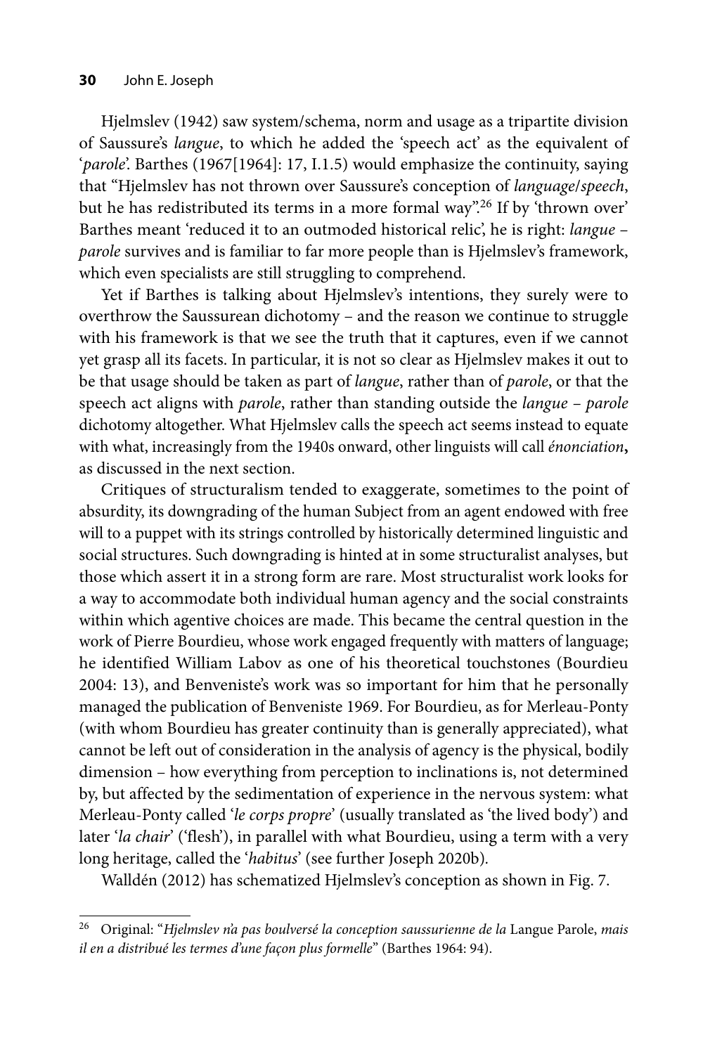Hjelmslev (1942) saw system/schema, norm and usage as a tripartite division of Saussure's *langue*, to which he added the 'speech act' as the equivalent of '*parole*'. Barthes (1967[1964]: 17, I.1.5) would emphasize the continuity, saying that "Hjelmslev has not thrown over Saussure's conception of *language/speech*, but he has redistributed its terms in a more formal way".[26] If by 'thrown over' Barthes meant 'reduced it to an outmoded historical relic', he is right: *langue* – *parole* survives and is familiar to far more people than is Hjelmslev's framework, which even specialists are still struggling to comprehend.

Yet if Barthes is talking about Hjelmslev's intentions, they surely were to overthrow the Saussurean dichotomy – and the reason we continue to struggle with his framework is that we see the truth that it captures, even if we cannot yet grasp all its facets. In particular, it is not so clear as Hjelmslev makes it out to be that usage should be taken as part of *langue*, rather than of *parole*, or that the speech act aligns with *parole*, rather than standing outside the *langue* – *parole* dichotomy altogether. What Hjelmslev calls the speech act seems instead to equate with what, increasingly from the 1940s onward, other linguists will call *énonciation***,** as discussed in the next section.

Critiques of structuralism tended to exaggerate, sometimes to the point of absurdity, its downgrading of the human Subject from an agent endowed with free will to a puppet with its strings controlled by historically determined linguistic and social structures. Such downgrading is hinted at in some structuralist analyses, but those which assert it in a strong form are rare. Most structuralist work looks for a way to accommodate both individual human agency and the social constraints within which agentive choices are made. This became the central question in the work of Pierre Bourdieu, whose work engaged frequently with matters of language; he identified William Labov as one of his theoretical touchstones (Bourdieu 2004: 13), and Benveniste's work was so important for him that he personally managed the publication of Benveniste 1969. For Bourdieu, as for Merleau-Ponty (with whom Bourdieu has greater continuity than is generally appreciated), what cannot be left out of consideration in the analysis of agency is the physical, bodily dimension – how everything from perception to inclinations is, not determined by, but affected by the sedimentation of experience in the nervous system: what Merleau-Ponty called '*le corps propre*' (usually translated as 'the lived body') and later '*la chair*' ('flesh'), in parallel with what Bourdieu, using a term with a very long heritage, called the '*habitus*' (see further Joseph 2020b).

Walldén (2012) has schematized Hjelmslev's conception as shown in Fig. 7.

---

[26] Original: "*Hjelmslev n'a pas bouleversé la conception saussurienne de la* Langue Parole, *mais il en a distribué les termes d'une façon plus formelle*" (Barthes 1964: 94).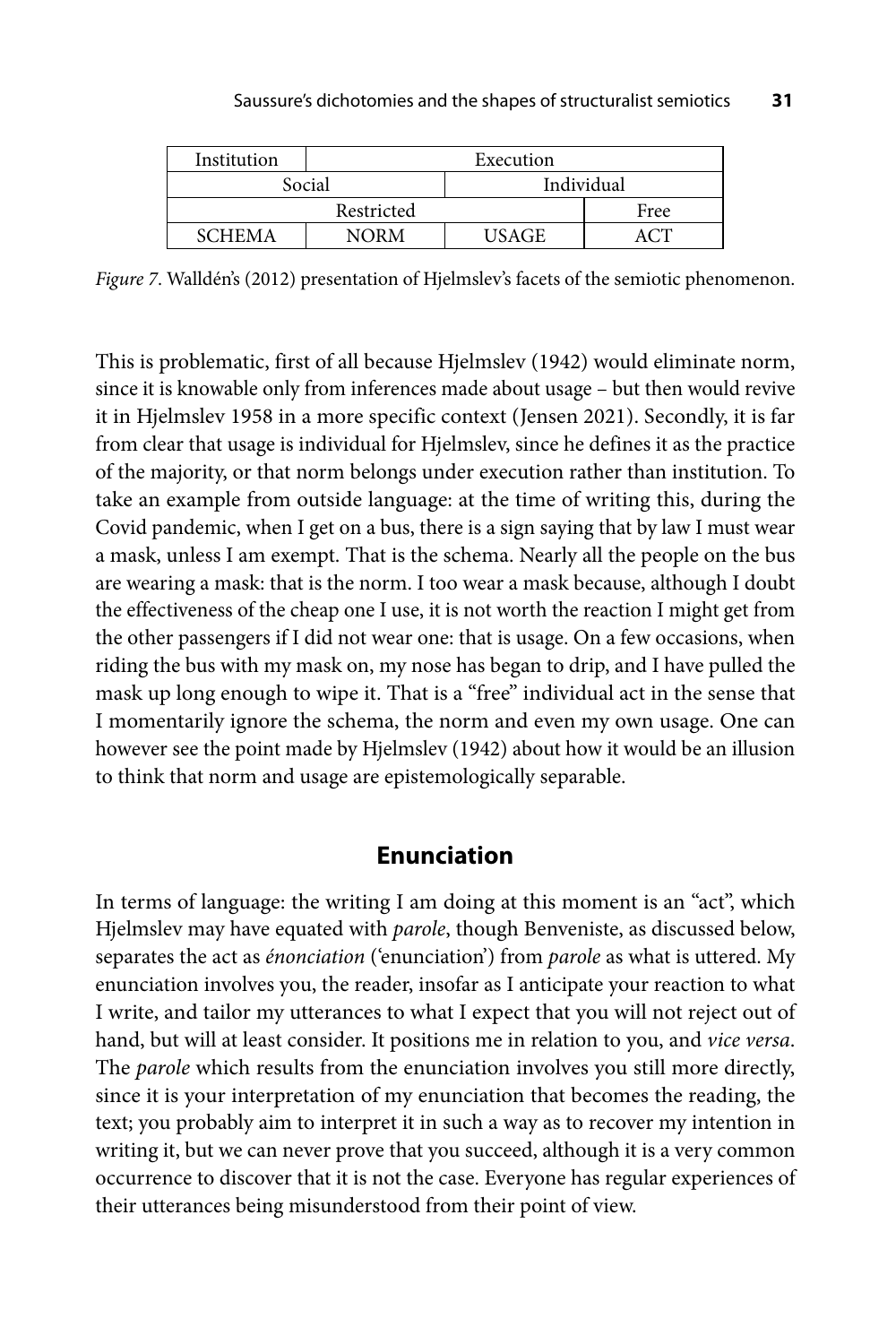| Institution | Execution | | |
|---|---|---|---|
| Social | | Individual | |
| Restricted | | | Free |
| SCHEMA | NORM | USAGE | ACT |

*Figure 7*. Walldén's (2012) presentation of Hjelmslev's facets of the semiotic phenomenon.

This is problematic, first of all because Hjelmslev (1942) would eliminate norm, since it is knowable only from inferences made about usage – but then would revive it in Hjelmslev 1958 in a more specific context (Jensen 2021). Secondly, it is far from clear that usage is individual for Hjelmslev, since he defines it as the practice of the majority, or that norm belongs under execution rather than institution. To take an example from outside language: at the time of writing this, during the Covid pandemic, when I get on a bus, there is a sign saying that by law I must wear a mask, unless I am exempt. That is the schema. Nearly all the people on the bus are wearing a mask: that is the norm. I too wear a mask because, although I doubt the effectiveness of the cheap one I use, it is not worth the reaction I might get from the other passengers if I did not wear one: that is usage. On a few occasions, when riding the bus with my mask on, my nose has began to drip, and I have pulled the mask up long enough to wipe it. That is a "free" individual act in the sense that I momentarily ignore the schema, the norm and even my own usage. One can however see the point made by Hjelmslev (1942) about how it would be an illusion to think that norm and usage are epistemologically separable.

## Enunciation

In terms of language: the writing I am doing at this moment is an "act", which Hjelmslev may have equated with *parole*, though Benveniste, as discussed below, separates the act as *énonciation* ('enunciation') from *parole* as what is uttered. My enunciation involves you, the reader, insofar as I anticipate your reaction to what I write, and tailor my utterances to what I expect that you will not reject out of hand, but will at least consider. It positions me in relation to you, and *vice versa*. The *parole* which results from the enunciation involves you still more directly, since it is your interpretation of my enunciation that becomes the reading, the text; you probably aim to interpret it in such a way as to recover my intention in writing it, but we can never prove that you succeed, although it is a very common occurrence to discover that it is not the case. Everyone has regular experiences of their utterances being misunderstood from their point of view.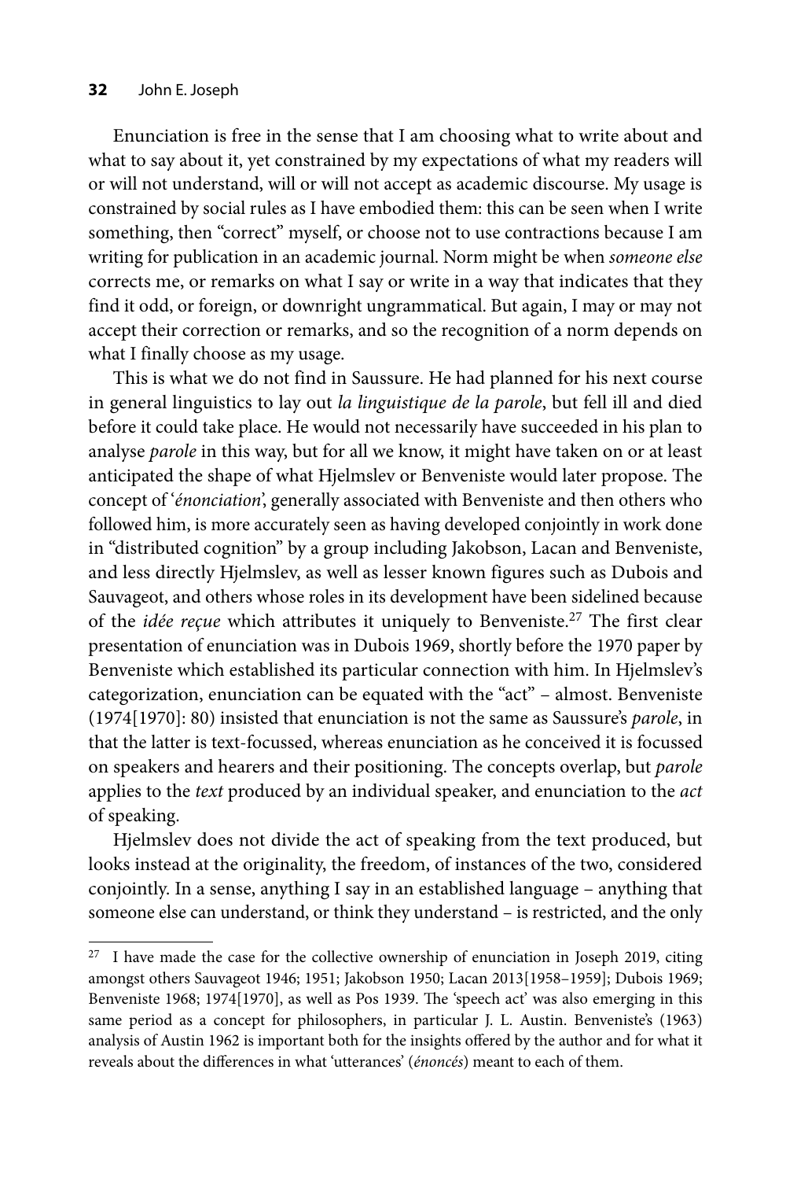Enunciation is free in the sense that I am choosing what to write about and what to say about it, yet constrained by my expectations of what my readers will or will not understand, will or will not accept as academic discourse. My usage is constrained by social rules as I have embodied them: this can be seen when I write something, then "correct" myself, or choose not to use contractions because I am writing for publication in an academic journal. Norm might be when *someone else* corrects me, or remarks on what I say or write in a way that indicates that they find it odd, or foreign, or downright ungrammatical. But again, I may or may not accept their correction or remarks, and so the recognition of a norm depends on what I finally choose as my usage.

This is what we do not find in Saussure. He had planned for his next course in general linguistics to lay out *la linguistique de la parole*, but fell ill and died before it could take place. He would not necessarily have succeeded in his plan to analyse *parole* in this way, but for all we know, it might have taken on or at least anticipated the shape of what Hjelmslev or Benveniste would later propose. The concept of '*énonciation*', generally associated with Benveniste and then others who followed him, is more accurately seen as having developed conjointly in work done in "distributed cognition" by a group including Jakobson, Lacan and Benveniste, and less directly Hjelmslev, as well as lesser known figures such as Dubois and Sauvageot, and others whose roles in its development have been sidelined because of the *idée reçue* which attributes it uniquely to Benveniste.[27] The first clear presentation of enunciation was in Dubois 1969, shortly before the 1970 paper by Benveniste which established its particular connection with him. In Hjelmslev's categorization, enunciation can be equated with the "act" – almost. Benveniste (1974[1970]: 80) insisted that enunciation is not the same as Saussure's *parole*, in that the latter is text-focussed, whereas enunciation as he conceived it is focussed on speakers and hearers and their positioning. The concepts overlap, but *parole* applies to the *text* produced by an individual speaker, and enunciation to the *act* of speaking.

Hjelmslev does not divide the act of speaking from the text produced, but looks instead at the originality, the freedom, of instances of the two, considered conjointly. In a sense, anything I say in an established language – anything that someone else can understand, or think they understand – is restricted, and the only

[27] I have made the case for the collective ownership of enunciation in Joseph 2019, citing amongst others Sauvageot 1946; 1951; Jakobson 1950; Lacan 2013[1958–1959]; Dubois 1969; Benveniste 1968; 1974[1970], as well as Pos 1939. The 'speech act' was also emerging in this same period as a concept for philosophers, in particular J. L. Austin. Benveniste's (1963) analysis of Austin 1962 is important both for the insights offered by the author and for what it reveals about the differences in what 'utterances' (*énoncés*) meant to each of them.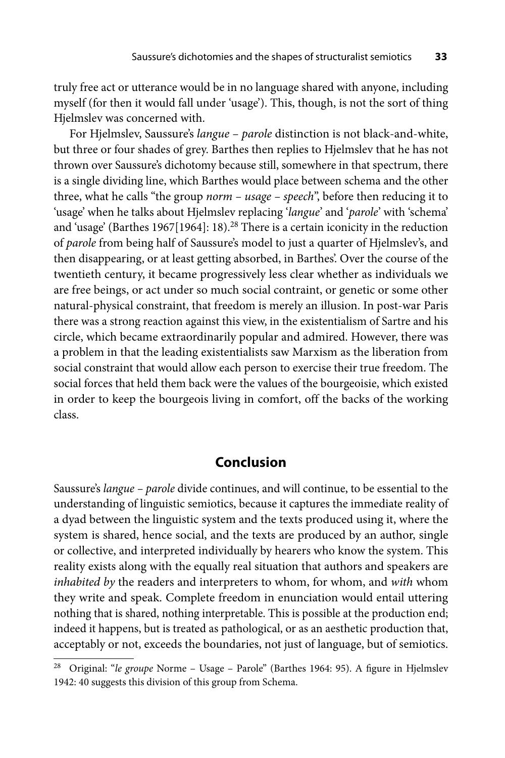truly free act or utterance would be in no language shared with anyone, including myself (for then it would fall under 'usage'). This, though, is not the sort of thing Hjelmslev was concerned with.

For Hjelmslev, Saussure's *langue – parole* distinction is not black-and-white, but three or four shades of grey. Barthes then replies to Hjelmslev that he has not thrown over Saussure's dichotomy because still, somewhere in that spectrum, there is a single dividing line, which Barthes would place between schema and the other three, what he calls "the group *norm – usage – speech*", before then reducing it to 'usage' when he talks about Hjelmslev replacing '*langue*' and '*parole*' with 'schema' and 'usage' (Barthes 1967[1964]: 18).[28] There is a certain iconicity in the reduction of *parole* from being half of Saussure's model to just a quarter of Hjelmslev's, and then disappearing, or at least getting absorbed, in Barthes'. Over the course of the twentieth century, it became progressively less clear whether as individuals we are free beings, or act under so much social contraint, or genetic or some other natural-physical constraint, that freedom is merely an illusion. In post-war Paris there was a strong reaction against this view, in the existentialism of Sartre and his circle, which became extraordinarily popular and admired. However, there was a problem in that the leading existentialists saw Marxism as the liberation from social constraint that would allow each person to exercise their true freedom. The social forces that held them back were the values of the bourgeoisie, which existed in order to keep the bourgeois living in comfort, off the backs of the working class.

## Conclusion

Saussure's *langue – parole* divide continues, and will continue, to be essential to the understanding of linguistic semiotics, because it captures the immediate reality of a dyad between the linguistic system and the texts produced using it, where the system is shared, hence social, and the texts are produced by an author, single or collective, and interpreted individually by hearers who know the system. This reality exists along with the equally real situation that authors and speakers are *inhabited by* the readers and interpreters to whom, for whom, and *with* whom they write and speak. Complete freedom in enunciation would entail uttering nothing that is shared, nothing interpretable. This is possible at the production end; indeed it happens, but is treated as pathological, or as an aesthetic production that, acceptably or not, exceeds the boundaries, not just of language, but of semiotics.

[28] Original: "*le groupe* Norme – Usage – Parole" (Barthes 1964: 95). A figure in Hjelmslev 1942: 40 suggests this division of this group from Schema.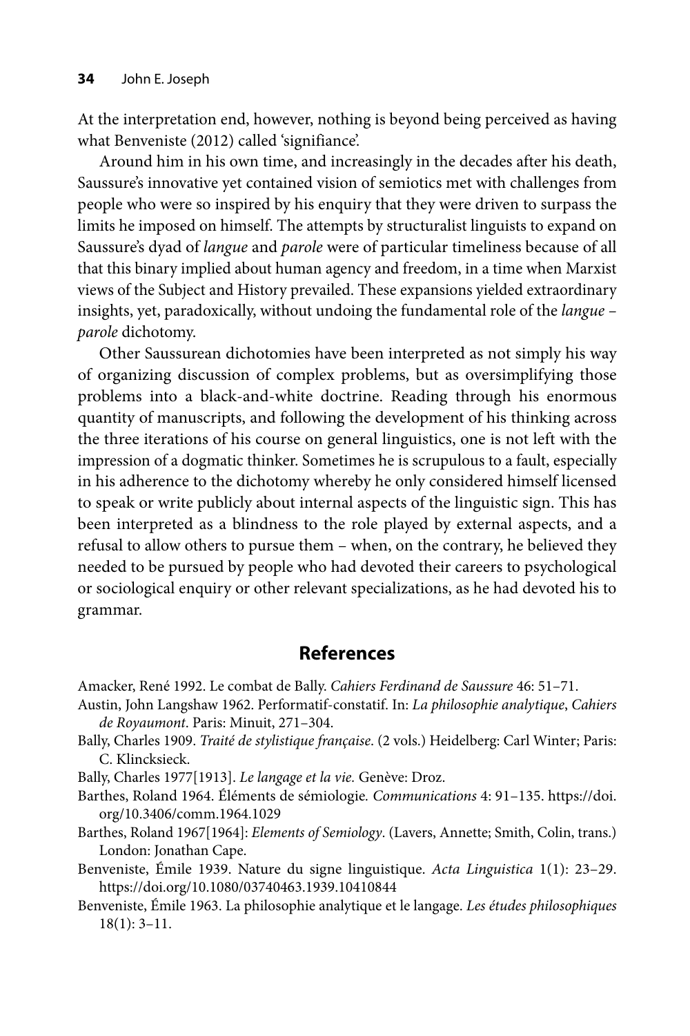At the interpretation end, however, nothing is beyond being perceived as having what Benveniste (2012) called 'signifiance'.

Around him in his own time, and increasingly in the decades after his death, Saussure's innovative yet contained vision of semiotics met with challenges from people who were so inspired by his enquiry that they were driven to surpass the limits he imposed on himself. The attempts by structuralist linguists to expand on Saussure's dyad of *langue* and *parole* were of particular timeliness because of all that this binary implied about human agency and freedom, in a time when Marxist views of the Subject and History prevailed. These expansions yielded extraordinary insights, yet, paradoxically, without undoing the fundamental role of the *langue* – *parole* dichotomy.

Other Saussurean dichotomies have been interpreted as not simply his way of organizing discussion of complex problems, but as oversimplifying those problems into a black-and-white doctrine. Reading through his enormous quantity of manuscripts, and following the development of his thinking across the three iterations of his course on general linguistics, one is not left with the impression of a dogmatic thinker. Sometimes he is scrupulous to a fault, especially in his adherence to the dichotomy whereby he only considered himself licensed to speak or write publicly about internal aspects of the linguistic sign. This has been interpreted as a blindness to the role played by external aspects, and a refusal to allow others to pursue them – when, on the contrary, he believed they needed to be pursued by people who had devoted their careers to psychological or sociological enquiry or other relevant specializations, as he had devoted his to grammar.

## References

Amacker, René 1992. Le combat de Bally. *Cahiers Ferdinand de Saussure* 46: 51–71.

Austin, John Langshaw 1962. Performatif-constatif. In: *La philosophie analytique*, *Cahiers de Royaumont*. Paris: Minuit, 271–304.

Bally, Charles 1909. *Traité de stylistique française*. (2 vols.) Heidelberg: Carl Winter; Paris: C. Klincksieck.

Bally, Charles 1977[1913]. *Le langage et la vie*. Genève: Droz.

Barthes, Roland 1964. Éléments de sémiologie. *Communications* 4: 91–135. https://doi.org/10.3406/comm.1964.1029

Barthes, Roland 1967[1964]: *Elements of Semiology*. (Lavers, Annette; Smith, Colin, trans.) London: Jonathan Cape.

Benveniste, Émile 1939. Nature du signe linguistique. *Acta Linguistica* 1(1): 23–29. https://doi.org/10.1080/03740463.1939.10410844

Benveniste, Émile 1963. La philosophie analytique et le langage. *Les études philosophiques* 18(1): 3–11.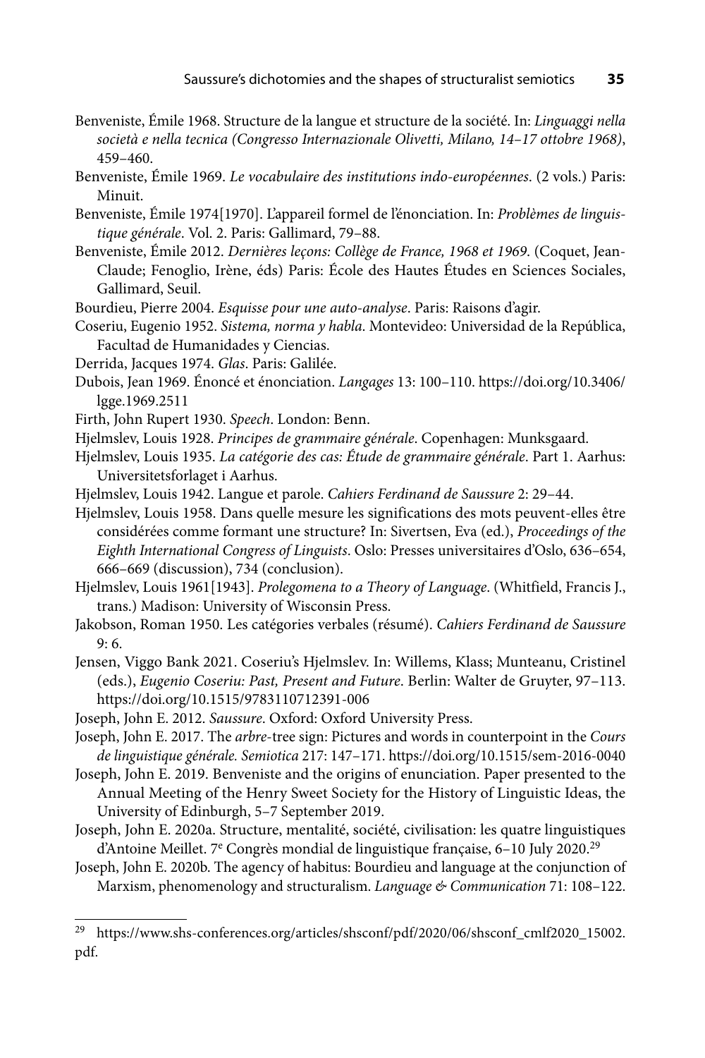Benveniste, Émile 1968. Structure de la langue et structure de la société. In: *Linguaggi nella società e nella tecnica (Congresso Internazionale Olivetti, Milano, 14–17 ottobre 1968)*, 459–460.

Benveniste, Émile 1969. *Le vocabulaire des institutions indo-européennes*. (2 vols.) Paris: Minuit.

Benveniste, Émile 1974[1970]. L'appareil formel de l'énonciation. In: *Problèmes de linguistique générale*. Vol. 2. Paris: Gallimard, 79–88.

Benveniste, Émile 2012. *Dernières leçons: Collège de France, 1968 et 1969*. (Coquet, Jean-Claude; Fenoglio, Irène, éds) Paris: École des Hautes Études en Sciences Sociales, Gallimard, Seuil.

Bourdieu, Pierre 2004. *Esquisse pour une auto-analyse*. Paris: Raisons d'agir.

Coseriu, Eugenio 1952. *Sistema, norma y habla*. Montevideo: Universidad de la República, Facultad de Humanidades y Ciencias.

Derrida, Jacques 1974. *Glas*. Paris: Galilée.

Dubois, Jean 1969. Énoncé et énonciation. *Langages* 13: 100–110. https://doi.org/10.3406/lgge.1969.2511

Firth, John Rupert 1930. *Speech*. London: Benn.

Hjelmslev, Louis 1928. *Principes de grammaire générale*. Copenhagen: Munksgaard.

Hjelmslev, Louis 1935. *La catégorie des cas: Étude de grammaire générale*. Part 1. Aarhus: Universitetsforlaget i Aarhus.

Hjelmslev, Louis 1942. Langue et parole. *Cahiers Ferdinand de Saussure* 2: 29–44.

Hjelmslev, Louis 1958. Dans quelle mesure les significations des mots peuvent-elles être considérées comme formant une structure? In: Sivertsen, Eva (ed.), *Proceedings of the Eighth International Congress of Linguists*. Oslo: Presses universitaires d'Oslo, 636–654, 666–669 (discussion), 734 (conclusion).

Hjelmslev, Louis 1961[1943]. *Prolegomena to a Theory of Language*. (Whitfield, Francis J., trans.) Madison: University of Wisconsin Press.

Jakobson, Roman 1950. Les catégories verbales (résumé). *Cahiers Ferdinand de Saussure* 9: 6.

Jensen, Viggo Bank 2021. Coseriu's Hjelmslev. In: Willems, Klass; Munteanu, Cristinel (eds.), *Eugenio Coseriu: Past, Present and Future*. Berlin: Walter de Gruyter, 97–113. https://doi.org/10.1515/9783110712391-006

Joseph, John E. 2012. *Saussure*. Oxford: Oxford University Press.

Joseph, John E. 2017. The *arbre*-tree sign: Pictures and words in counterpoint in the *Cours de linguistique générale. Semiotica* 217: 147–171. https://doi.org/10.1515/sem-2016-0040

Joseph, John E. 2019. Benveniste and the origins of enunciation. Paper presented to the Annual Meeting of the Henry Sweet Society for the History of Linguistic Ideas, the University of Edinburgh, 5–7 September 2019.

Joseph, John E. 2020a. Structure, mentalité, société, civilisation: les quatre linguistiques d'Antoine Meillet. 7e Congrès mondial de linguistique française, 6–10 July 2020.[29]

Joseph, John E. 2020b. The agency of habitus: Bourdieu and language at the conjunction of Marxism, phenomenology and structuralism. *Language & Communication* 71: 108–122.

[29] https://www.shs-conferences.org/articles/shsconf/pdf/2020/06/shsconf_cmlf2020_15002.pdf.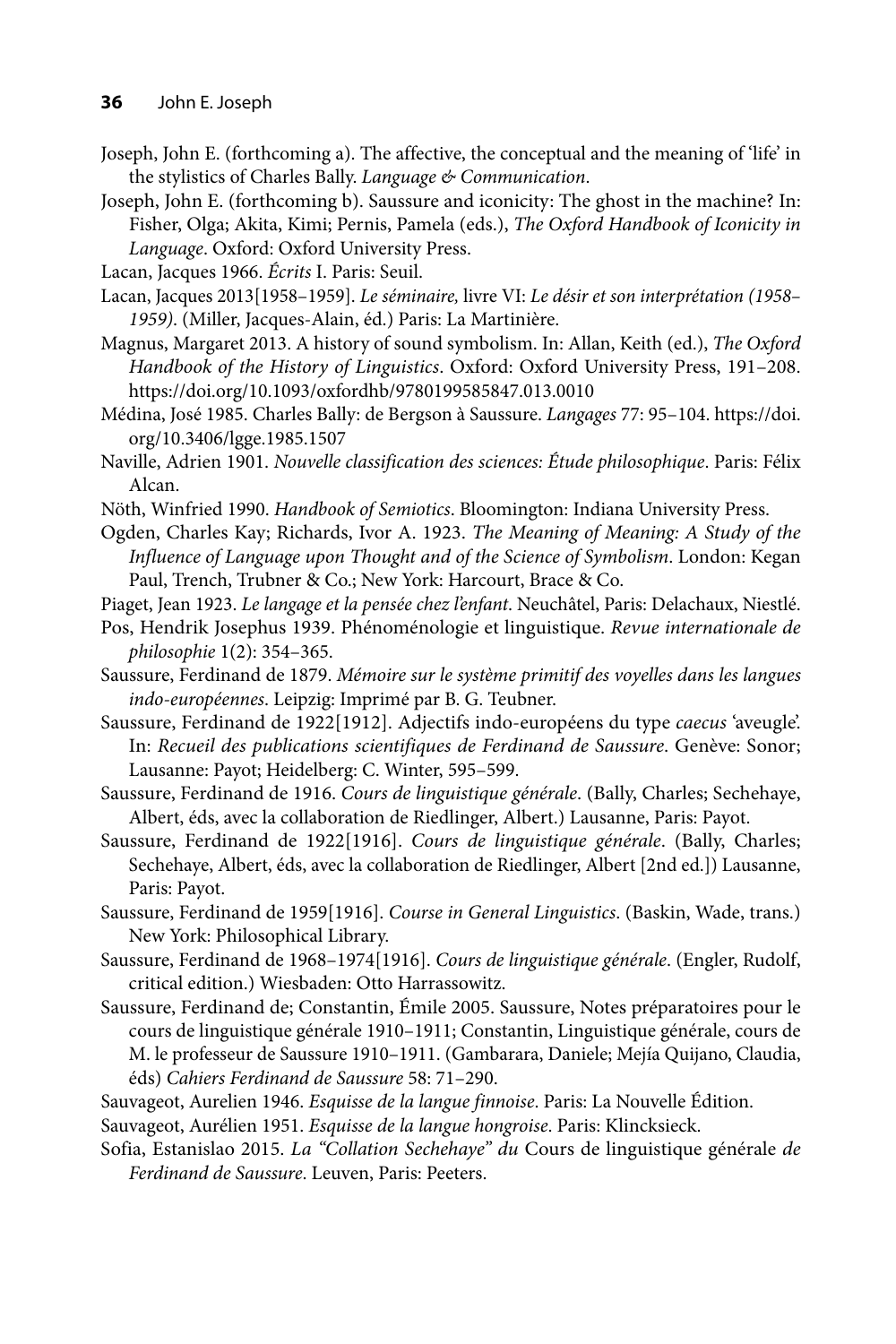Joseph, John E. (forthcoming a). The affective, the conceptual and the meaning of 'life' in the stylistics of Charles Bally. *Language & Communication*.

Joseph, John E. (forthcoming b). Saussure and iconicity: The ghost in the machine? In: Fisher, Olga; Akita, Kimi; Pernis, Pamela (eds.), *The Oxford Handbook of Iconicity in Language*. Oxford: Oxford University Press.

Lacan, Jacques 1966. *Écrits* I. Paris: Seuil.

Lacan, Jacques 2013[1958–1959]. *Le séminaire,* livre VI: *Le désir et son interprétation (1958–1959)*. (Miller, Jacques-Alain, éd.) Paris: La Martinière.

Magnus, Margaret 2013. A history of sound symbolism. In: Allan, Keith (ed.), *The Oxford Handbook of the History of Linguistics*. Oxford: Oxford University Press, 191–208. https://doi.org/10.1093/oxfordhb/9780199585847.013.0010

Médina, José 1985. Charles Bally: de Bergson à Saussure. *Langages* 77: 95–104. https://doi.org/10.3406/lgge.1985.1507

Naville, Adrien 1901. *Nouvelle classification des sciences: Étude philosophique*. Paris: Félix Alcan.

Nöth, Winfried 1990. *Handbook of Semiotics*. Bloomington: Indiana University Press.

Ogden, Charles Kay; Richards, Ivor A. 1923. *The Meaning of Meaning: A Study of the Influence of Language upon Thought and of the Science of Symbolism*. London: Kegan Paul, Trench, Trubner & Co.; New York: Harcourt, Brace & Co.

Piaget, Jean 1923. *Le langage et la pensée chez l'enfant*. Neuchâtel, Paris: Delachaux, Niestlé.

Pos, Hendrik Josephus 1939. Phénoménologie et linguistique. *Revue internationale de philosophie* 1(2): 354–365.

Saussure, Ferdinand de 1879. *Mémoire sur le système primitif des voyelles dans les langues indo-européennes*. Leipzig: Imprimé par B. G. Teubner.

Saussure, Ferdinand de 1922[1912]. Adjectifs indo-européens du type *caecus* 'aveugle'. In: *Recueil des publications scientifiques de Ferdinand de Saussure*. Genève: Sonor; Lausanne: Payot; Heidelberg: C. Winter, 595–599.

Saussure, Ferdinand de 1916. *Cours de linguistique générale*. (Bally, Charles; Sechehaye, Albert, éds, avec la collaboration de Riedlinger, Albert.) Lausanne, Paris: Payot.

Saussure, Ferdinand de 1922[1916]. *Cours de linguistique générale*. (Bally, Charles; Sechehaye, Albert, éds, avec la collaboration de Riedlinger, Albert [2nd ed.]) Lausanne, Paris: Payot.

Saussure, Ferdinand de 1959[1916]. *Course in General Linguistics*. (Baskin, Wade, trans.) New York: Philosophical Library.

Saussure, Ferdinand de 1968–1974[1916]. *Cours de linguistique générale*. (Engler, Rudolf, critical edition.) Wiesbaden: Otto Harrassowitz.

Saussure, Ferdinand de; Constantin, Émile 2005. Saussure, Notes préparatoires pour le cours de linguistique générale 1910–1911; Constantin, Linguistique générale, cours de M. le professeur de Saussure 1910–1911. (Gambarara, Daniele; Mejía Quijano, Claudia, éds) *Cahiers Ferdinand de Saussure* 58: 71–290.

Sauvageot, Aurelien 1946. *Esquisse de la langue finnoise*. Paris: La Nouvelle Édition.

Sauvageot, Aurélien 1951. *Esquisse de la langue hongroise*. Paris: Klincksieck.

Sofia, Estanislao 2015. *La "Collation Sechehaye" du* Cours de linguistique générale *de Ferdinand de Saussure*. Leuven, Paris: Peeters.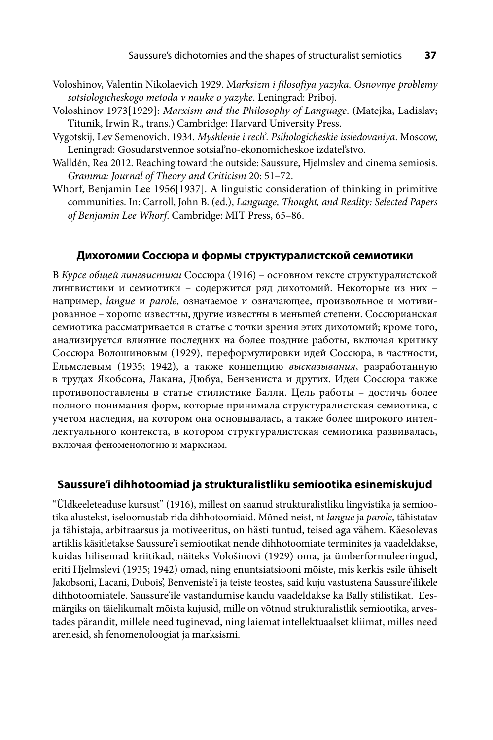Voloshinov, Valentin Nikolaevich 1929. *Marksizm i filosofiya yazyka. Osnovnye problemy sotsiologicheskogo metoda v nauke o yazyke*. Leningrad: Priboj.

Voloshinov 1973[1929]: *Marxism and the Philosophy of Language*. (Matejka, Ladislav; Titunik, Irwin R., trans.) Cambridge: Harvard University Press.

Vygotskij, Lev Semenovich. 1934. *Myshlenie i rech'. Psihologicheskie issledovaniya*. Moscow, Leningrad: Gosudarstvennoe sotsial'no-ekonomicheskoe izdatel'stvo.

Walldén, Rea 2012. Reaching toward the outside: Saussure, Hjelmslev and cinema semiosis. *Gramma: Journal of Theory and Criticism* 20: 51–72.

Whorf, Benjamin Lee 1956[1937]. A linguistic consideration of thinking in primitive communities. In: Carroll, John B. (ed.), *Language, Thought, and Reality: Selected Papers of Benjamin Lee Whorf*. Cambridge: MIT Press, 65–86.

### Дихотомии Соссюра и формы структуралистской семиотики

В *Курсе общей лингвистики* Соссюра (1916) – основном тексте структуралистской лингвистики и семиотики – содержится ряд дихотомий. Некоторые из них – например, *langue* и *parole*, означаемое и означающее, произвольное и мотивированное – хорошо известны, другие известны в меньшей степени. Соссюрианская семиотика рассматривается в статье с точки зрения этих дихотомий; кроме того, анализируется влияние последних на более поздние работы, включая критику Соссюра Волошиновым (1929), переформулировки идей Соссюра, в частности, Ельмслевым (1935; 1942), а также концепцию *высказывания*, разработанную в трудах Якобсона, Лакана, Дюбуа, Бенвениста и других. Идеи Соссюра также противопоставлены в статье стилистике Балли. Цель работы – достичь более полного понимания форм, которые принимала структуралистская семиотика, с учетом наследия, на котором она основывалась, а также более широкого интеллектуального контекста, в котором структуралистская семиотика развивалась, включая феноменологию и марксизм.

### Saussure'i dihhotoomiad ja strukturalistliku semiootika esinemiskujud

"Üldkeeleteaduse kursust" (1916), millest on saanud strukturalistliku lingvistika ja semiootika alustekst, iseloomustab rida dihhotoomiaid. Mõned neist, nt *langue* ja *parole*, tähistatav ja tähistaja, arbitraarsus ja motiveeritus, on hästi tuntud, teised aga vähem. Käesolevas artiklis käsitletakse Saussure'i semiootikat nende dihhotoomiate terminites ja vaadeldakse, kuidas hilisemad kriitikad, näiteks Vološinovi (1929) oma, ja ümberformuleeringud, eriti Hjelmslevi (1935; 1942) omad, ning enuntsiatsiooni mõiste, mis kerkis esile ühiselt Jakobsoni, Lacani, Dubois', Benveniste'i ja teiste teostes, said kuju vastustena Saussure'ilikele dihhotoomiatele. Saussure'ile vastandumise kaudu vaadeldakse ka Bally stilistikat. Eesmärgiks on täielikumalt mõista kujusid, mille on võtnud strukturalistlik semiootika, arvestades pärandit, millele need tuginevad, ning laiemat intellektuaalset kliimat, milles need arenesid, sh fenomenoloogiat ja marksismi.